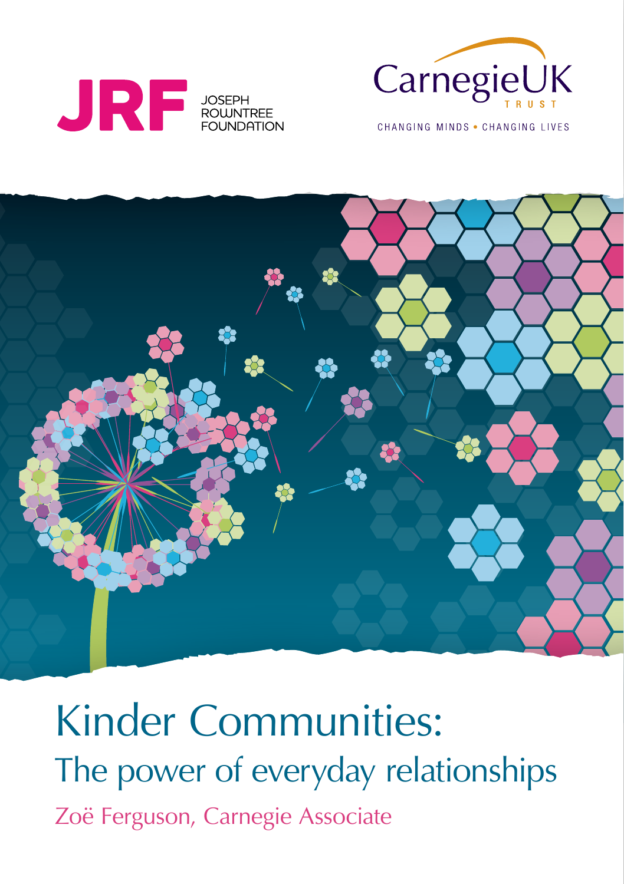JRF JOSEPH ROWNTREE FOUNDATION

CarnegieUK TRUST

CHANGING MINDS • CHANGING LIVES

# Kinder Communities:

## The power of everyday relationships

Zoë Ferguson, Carnegie Associate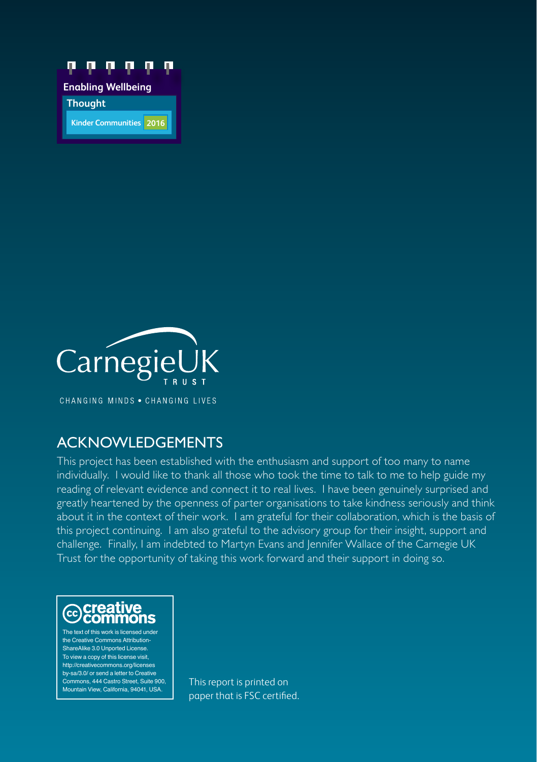Enabling Wellbeing

Thought

Kinder Communities 2016

CarnegieUK TRUST

CHANGING MINDS • CHANGING LIVES

## ACKNOWLEDGEMENTS

This project has been established with the enthusiasm and support of too many to name individually. I would like to thank all those who took the time to talk to me to help guide my reading of relevant evidence and connect it to real lives. I have been genuinely surprised and greatly heartened by the openness of parter organisations to take kindness seriously and think about it in the context of their work. I am grateful for their collaboration, which is the basis of this project continuing. I am also grateful to the advisory group for their insight, support and challenge. Finally, I am indebted to Martyn Evans and Jennifer Wallace of the Carnegie UK Trust for the opportunity of taking this work forward and their support in doing so.

creative commons

The text of this work is licensed under the Creative Commons Attribution-ShareAlike 3.0 Unported License. To view a copy of this license visit, http://creativecommons.org/licenses/by-sa/3.0/ or send a letter to Creative Commons, 444 Castro Street, Suite 900, Mountain View, California, 94041, USA.

This report is printed on paper that is FSC certified.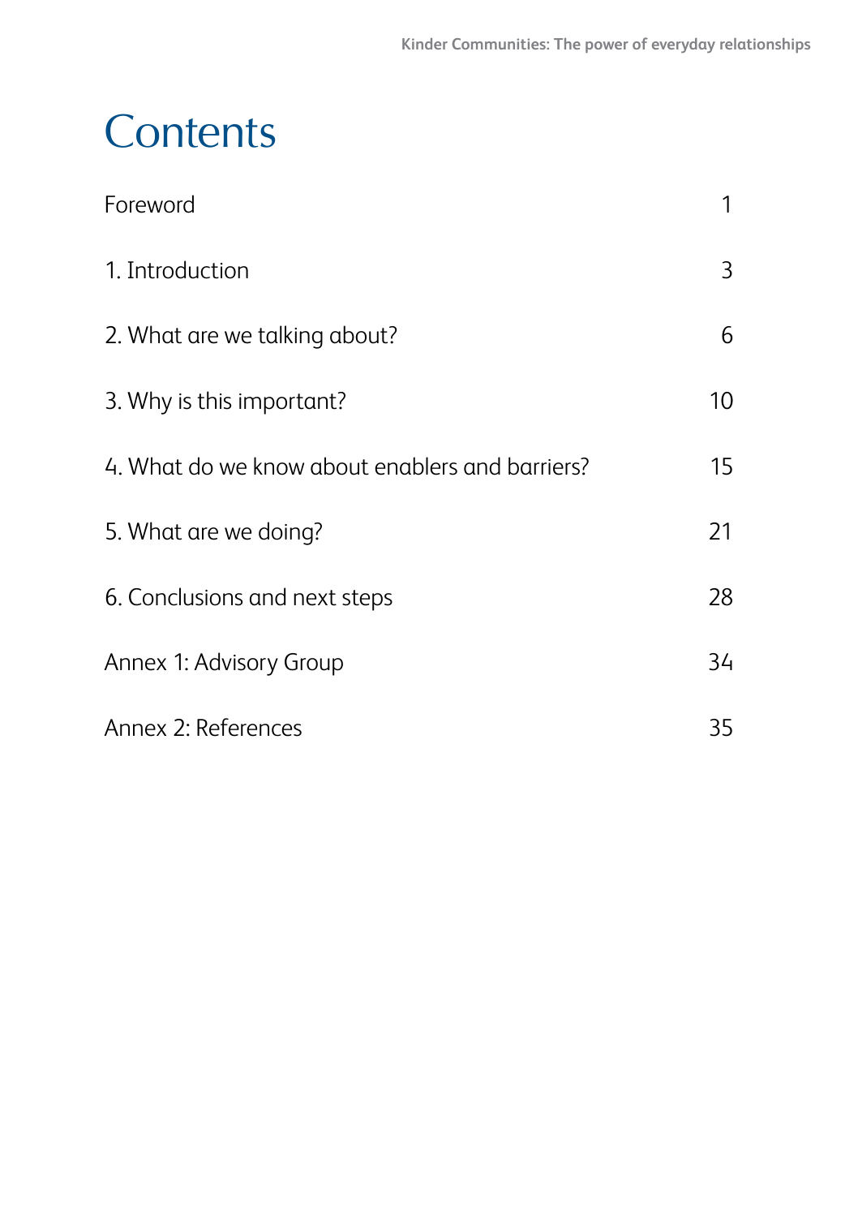# Contents

| | |
|---|---|
| Foreword | 1 |
| 1. Introduction | 3 |
| 2. What are we talking about? | 6 |
| 3. Why is this important? | 10 |
| 4. What do we know about enablers and barriers? | 15 |
| 5. What are we doing? | 21 |
| 6. Conclusions and next steps | 28 |
| Annex 1: Advisory Group | 34 |
| Annex 2: References | 35 |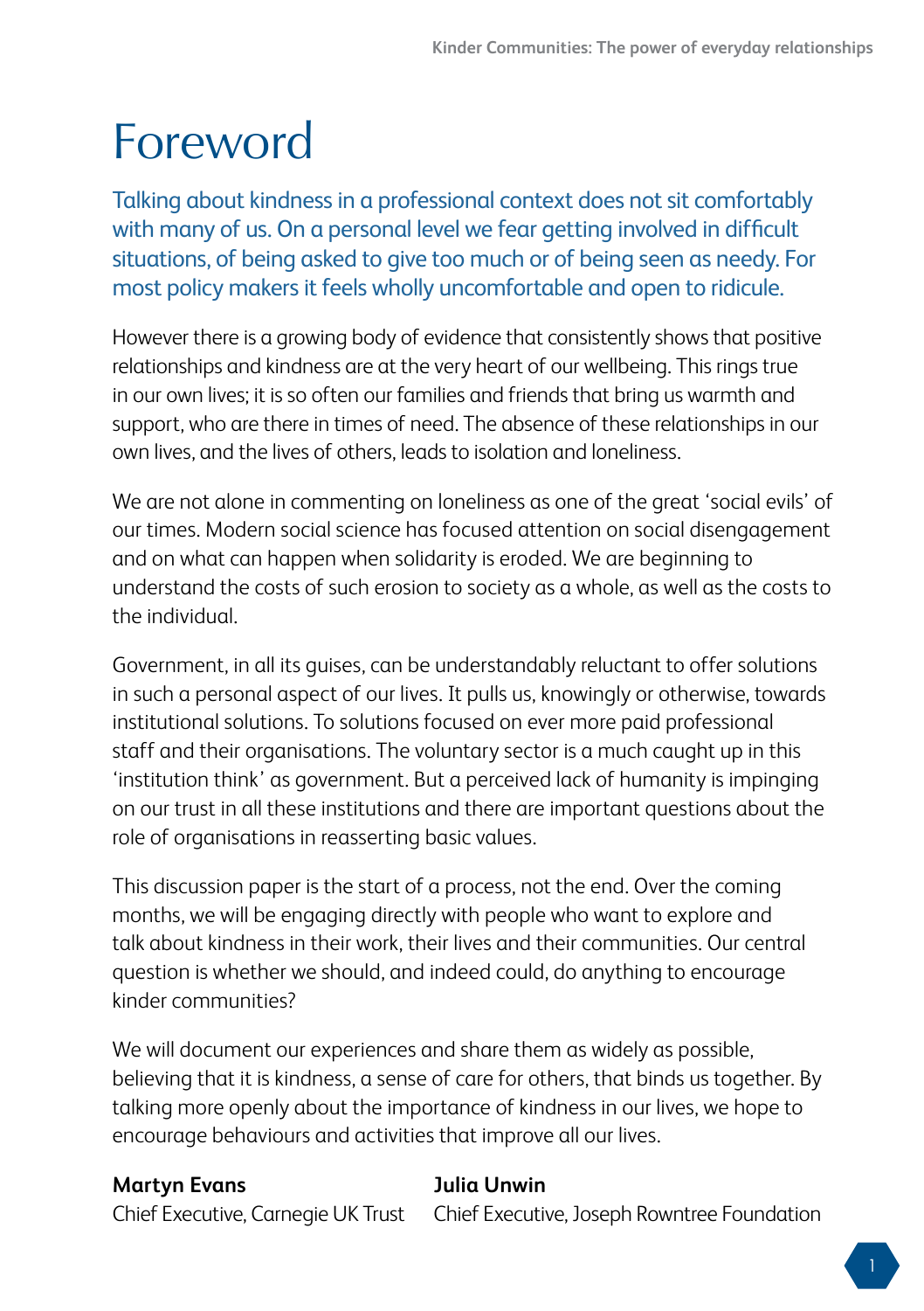# Foreword

Talking about kindness in a professional context does not sit comfortably with many of us. On a personal level we fear getting involved in difficult situations, of being asked to give too much or of being seen as needy. For most policy makers it feels wholly uncomfortable and open to ridicule.

However there is a growing body of evidence that consistently shows that positive relationships and kindness are at the very heart of our wellbeing. This rings true in our own lives; it is so often our families and friends that bring us warmth and support, who are there in times of need. The absence of these relationships in our own lives, and the lives of others, leads to isolation and loneliness.

We are not alone in commenting on loneliness as one of the great 'social evils' of our times. Modern social science has focused attention on social disengagement and on what can happen when solidarity is eroded. We are beginning to understand the costs of such erosion to society as a whole, as well as the costs to the individual.

Government, in all its guises, can be understandably reluctant to offer solutions in such a personal aspect of our lives. It pulls us, knowingly or otherwise, towards institutional solutions. To solutions focused on ever more paid professional staff and their organisations. The voluntary sector is a much caught up in this 'institution think' as government. But a perceived lack of humanity is impinging on our trust in all these institutions and there are important questions about the role of organisations in reasserting basic values.

This discussion paper is the start of a process, not the end. Over the coming months, we will be engaging directly with people who want to explore and talk about kindness in their work, their lives and their communities. Our central question is whether we should, and indeed could, do anything to encourage kinder communities?

We will document our experiences and share them as widely as possible, believing that it is kindness, a sense of care for others, that binds us together. By talking more openly about the importance of kindness in our lives, we hope to encourage behaviours and activities that improve all our lives.

**Martyn Evans**
Chief Executive, Carnegie UK Trust

**Julia Unwin**
Chief Executive, Joseph Rowntree Foundation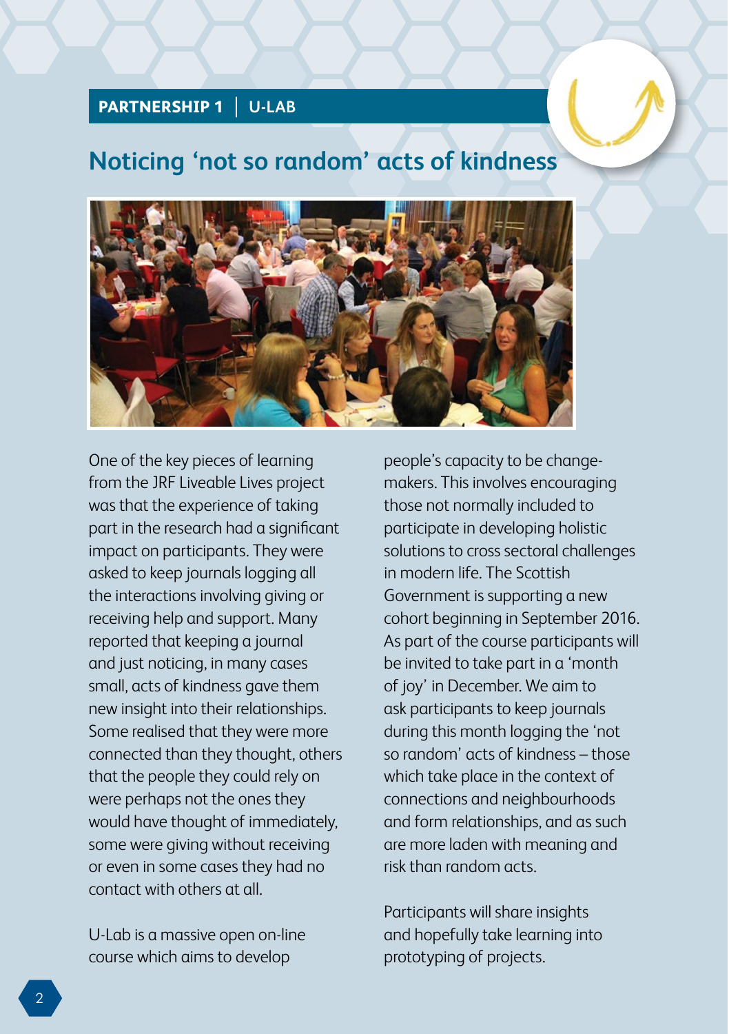**PARTNERSHIP 1 | U-LAB**

## Noticing 'not so random' acts of kindness

One of the key pieces of learning from the JRF Liveable Lives project was that the experience of taking part in the research had a significant impact on participants. They were asked to keep journals logging all the interactions involving giving or receiving help and support. Many reported that keeping a journal and just noticing, in many cases small, acts of kindness gave them new insight into their relationships. Some realised that they were more connected than they thought, others that the people they could rely on were perhaps not the ones they would have thought of immediately, some were giving without receiving or even in some cases they had no contact with others at all.

U-Lab is a massive open on-line course which aims to develop people's capacity to be change-makers. This involves encouraging those not normally included to participate in developing holistic solutions to cross sectoral challenges in modern life. The Scottish Government is supporting a new cohort beginning in September 2016. As part of the course participants will be invited to take part in a 'month of joy' in December. We aim to ask participants to keep journals during this month logging the 'not so random' acts of kindness – those which take place in the context of connections and neighbourhoods and form relationships, and as such are more laden with meaning and risk than random acts.

Participants will share insights and hopefully take learning into prototyping of projects.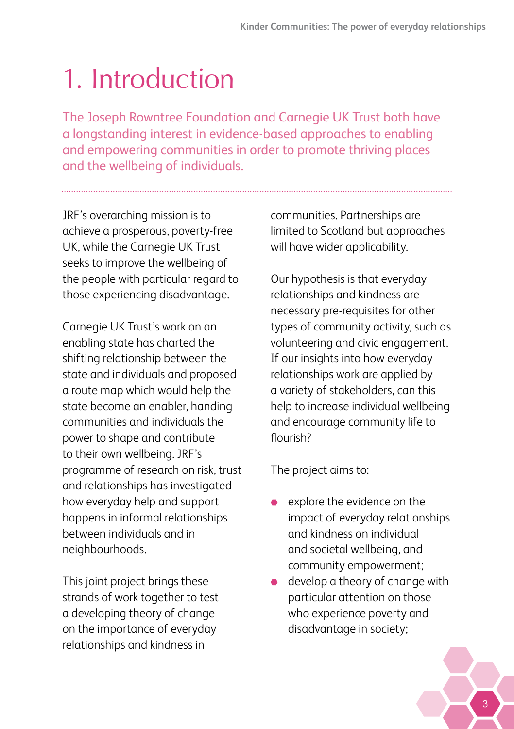# 1. Introduction

The Joseph Rowntree Foundation and Carnegie UK Trust both have a longstanding interest in evidence-based approaches to enabling and empowering communities in order to promote thriving places and the wellbeing of individuals.

JRF's overarching mission is to achieve a prosperous, poverty-free UK, while the Carnegie UK Trust seeks to improve the wellbeing of the people with particular regard to those experiencing disadvantage.

Carnegie UK Trust's work on an enabling state has charted the shifting relationship between the state and individuals and proposed a route map which would help the state become an enabler, handing communities and individuals the power to shape and contribute to their own wellbeing. JRF's programme of research on risk, trust and relationships has investigated how everyday help and support happens in informal relationships between individuals and in neighbourhoods.

This joint project brings these strands of work together to test a developing theory of change on the importance of everyday relationships and kindness in communities. Partnerships are limited to Scotland but approaches will have wider applicability.

Our hypothesis is that everyday relationships and kindness are necessary pre-requisites for other types of community activity, such as volunteering and civic engagement. If our insights into how everyday relationships work are applied by a variety of stakeholders, can this help to increase individual wellbeing and encourage community life to flourish?

The project aims to:

- explore the evidence on the impact of everyday relationships and kindness on individual and societal wellbeing, and community empowerment;
- develop a theory of change with particular attention on those who experience poverty and disadvantage in society;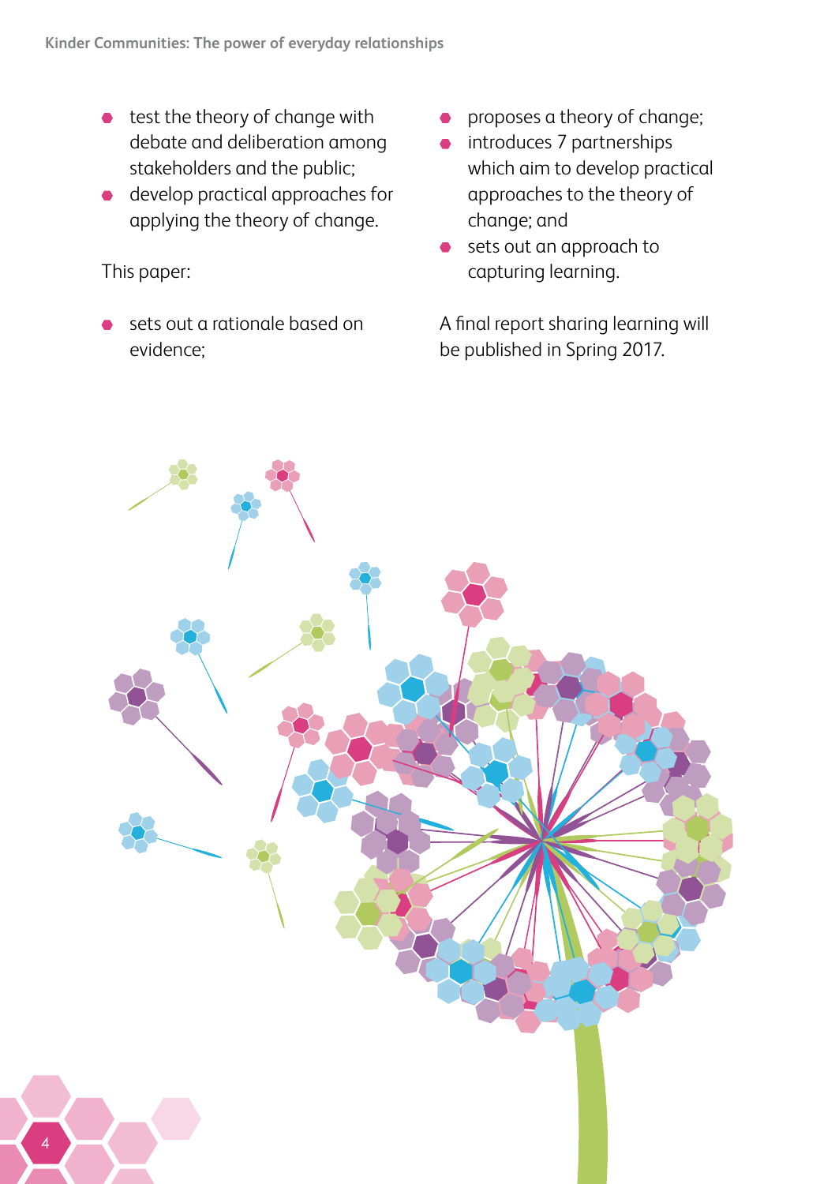- test the theory of change with debate and deliberation among stakeholders and the public;
- develop practical approaches for applying the theory of change.

This paper:

- sets out a rationale based on evidence;
- proposes a theory of change;
- introduces 7 partnerships which aim to develop practical approaches to the theory of change; and
- sets out an approach to capturing learning.

A final report sharing learning will be published in Spring 2017.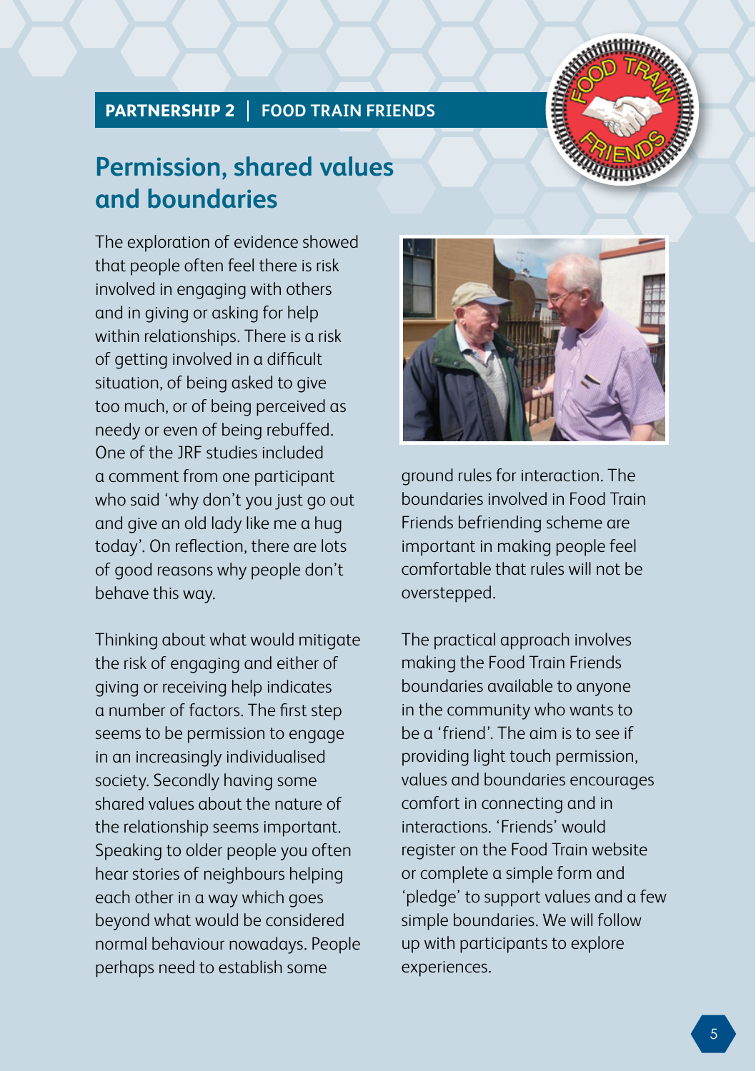**PARTNERSHIP 2 | FOOD TRAIN FRIENDS**

## Permission, shared values and boundaries

The exploration of evidence showed that people often feel there is risk involved in engaging with others and in giving or asking for help within relationships. There is a risk of getting involved in a difficult situation, of being asked to give too much, or of being perceived as needy or even of being rebuffed. One of the JRF studies included a comment from one participant who said 'why don't you just go out and give an old lady like me a hug today'. On reflection, there are lots of good reasons why people don't behave this way.

Thinking about what would mitigate the risk of engaging and either of giving or receiving help indicates a number of factors. The first step seems to be permission to engage in an increasingly individualised society. Secondly having some shared values about the nature of the relationship seems important. Speaking to older people you often hear stories of neighbours helping each other in a way which goes beyond what would be considered normal behaviour nowadays. People perhaps need to establish some ground rules for interaction. The boundaries involved in Food Train Friends befriending scheme are important in making people feel comfortable that rules will not be overstepped.

The practical approach involves making the Food Train Friends boundaries available to anyone in the community who wants to be a 'friend'. The aim is to see if providing light touch permission, values and boundaries encourages comfort in connecting and in interactions. 'Friends' would register on the Food Train website or complete a simple form and 'pledge' to support values and a few simple boundaries. We will follow up with participants to explore experiences.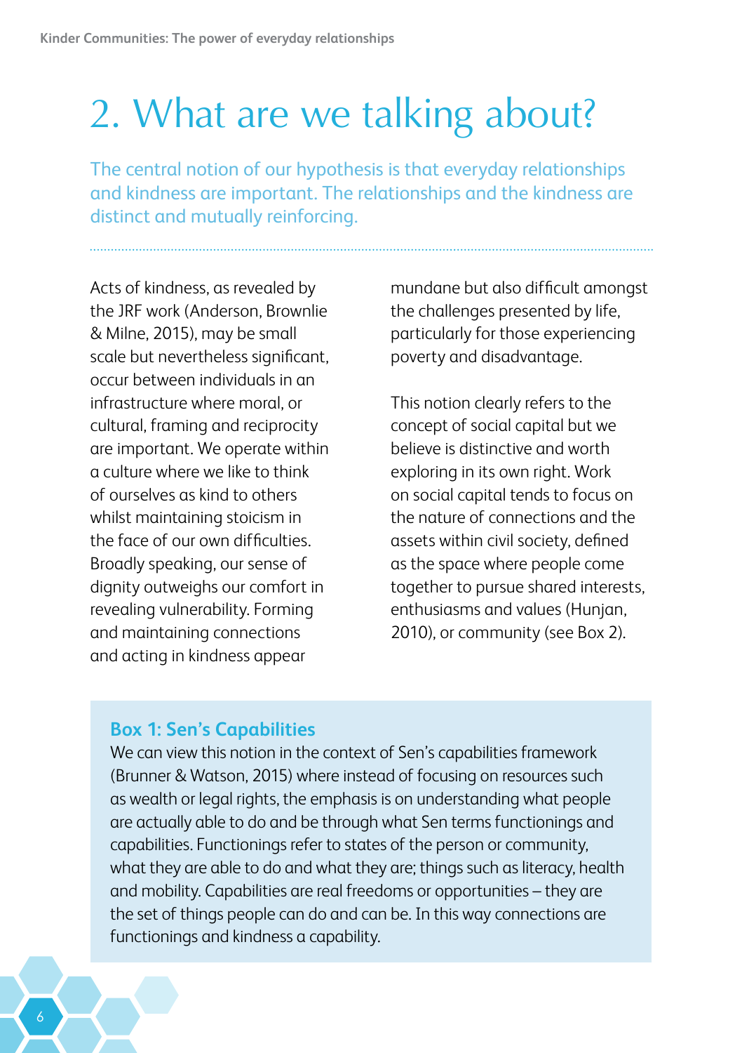# 2. What are we talking about?

The central notion of our hypothesis is that everyday relationships and kindness are important. The relationships and the kindness are distinct and mutually reinforcing.

Acts of kindness, as revealed by the JRF work (Anderson, Brownlie & Milne, 2015), may be small scale but nevertheless significant, occur between individuals in an infrastructure where moral, or cultural, framing and reciprocity are important. We operate within a culture where we like to think of ourselves as kind to others whilst maintaining stoicism in the face of our own difficulties. Broadly speaking, our sense of dignity outweighs our comfort in revealing vulnerability. Forming and maintaining connections and acting in kindness appear mundane but also difficult amongst the challenges presented by life, particularly for those experiencing poverty and disadvantage.

This notion clearly refers to the concept of social capital but we believe is distinctive and worth exploring in its own right. Work on social capital tends to focus on the nature of connections and the assets within civil society, defined as the space where people come together to pursue shared interests, enthusiasms and values (Hunjan, 2010), or community (see Box 2).

**Box 1: Sen's Capabilities**

We can view this notion in the context of Sen's capabilities framework (Brunner & Watson, 2015) where instead of focusing on resources such as wealth or legal rights, the emphasis is on understanding what people are actually able to do and be through what Sen terms functionings and capabilities. Functionings refer to states of the person or community, what they are able to do and what they are; things such as literacy, health and mobility. Capabilities are real freedoms or opportunities – they are the set of things people can do and can be. In this way connections are functionings and kindness a capability.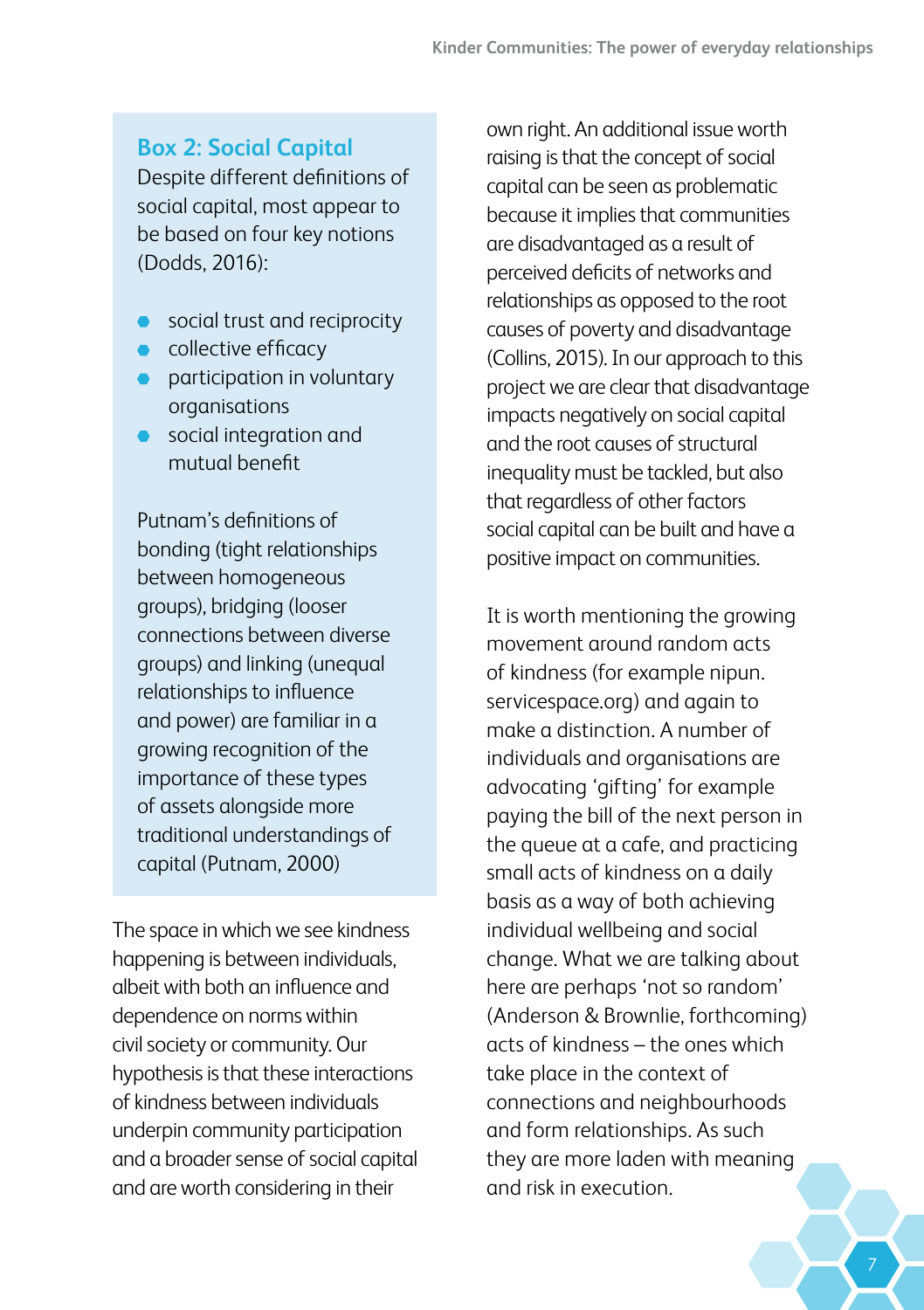### Box 2: Social Capital

Despite different definitions of social capital, most appear to be based on four key notions (Dodds, 2016):

- social trust and reciprocity
- collective efficacy
- participation in voluntary organisations
- social integration and mutual benefit

Putnam's definitions of bonding (tight relationships between homogeneous groups), bridging (looser connections between diverse groups) and linking (unequal relationships to influence and power) are familiar in a growing recognition of the importance of these types of assets alongside more traditional understandings of capital (Putnam, 2000)

The space in which we see kindness happening is between individuals, albeit with both an influence and dependence on norms within civil society or community. Our hypothesis is that these interactions of kindness between individuals underpin community participation and a broader sense of social capital and are worth considering in their own right. An additional issue worth raising is that the concept of social capital can be seen as problematic because it implies that communities are disadvantaged as a result of perceived deficits of networks and relationships as opposed to the root causes of poverty and disadvantage (Collins, 2015). In our approach to this project we are clear that disadvantage impacts negatively on social capital and the root causes of structural inequality must be tackled, but also that regardless of other factors social capital can be built and have a positive impact on communities.

It is worth mentioning the growing movement around random acts of kindness (for example nipun.servicespace.org) and again to make a distinction. A number of individuals and organisations are advocating 'gifting' for example paying the bill of the next person in the queue at a cafe, and practicing small acts of kindness on a daily basis as a way of both achieving individual wellbeing and social change. What we are talking about here are perhaps 'not so random' (Anderson & Brownlie, forthcoming) acts of kindness – the ones which take place in the context of connections and neighbourhoods and form relationships. As such they are more laden with meaning and risk in execution.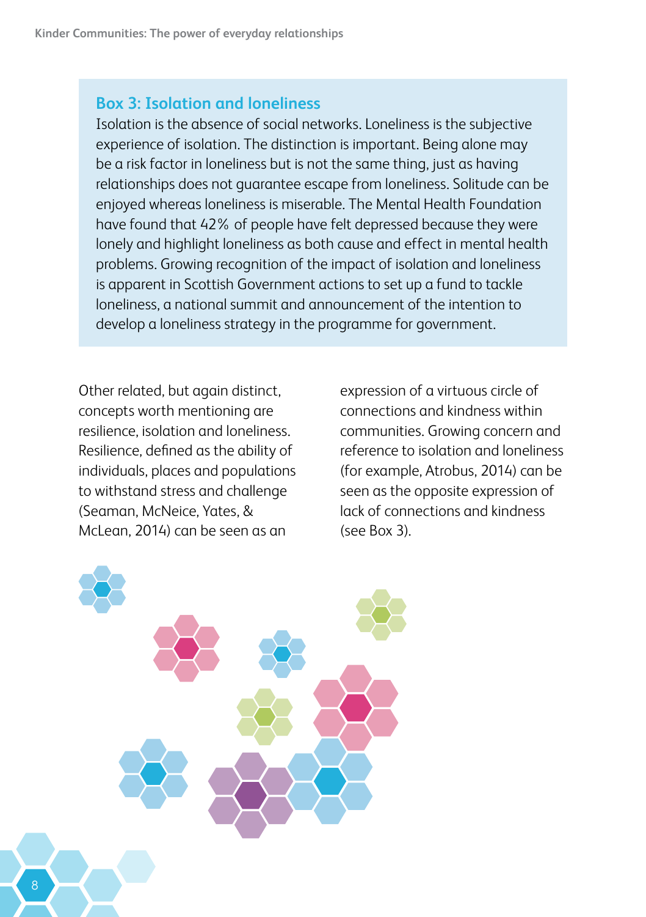### Box 3: Isolation and loneliness

Isolation is the absence of social networks. Loneliness is the subjective experience of isolation. The distinction is important. Being alone may be a risk factor in loneliness but is not the same thing, just as having relationships does not guarantee escape from loneliness. Solitude can be enjoyed whereas loneliness is miserable. The Mental Health Foundation have found that 42% of people have felt depressed because they were lonely and highlight loneliness as both cause and effect in mental health problems. Growing recognition of the impact of isolation and loneliness is apparent in Scottish Government actions to set up a fund to tackle loneliness, a national summit and announcement of the intention to develop a loneliness strategy in the programme for government.

Other related, but again distinct, concepts worth mentioning are resilience, isolation and loneliness. Resilience, defined as the ability of individuals, places and populations to withstand stress and challenge (Seaman, McNeice, Yates, & McLean, 2014) can be seen as an expression of a virtuous circle of connections and kindness within communities. Growing concern and reference to isolation and loneliness (for example, Atrobus, 2014) can be seen as the opposite expression of lack of connections and kindness (see Box 3).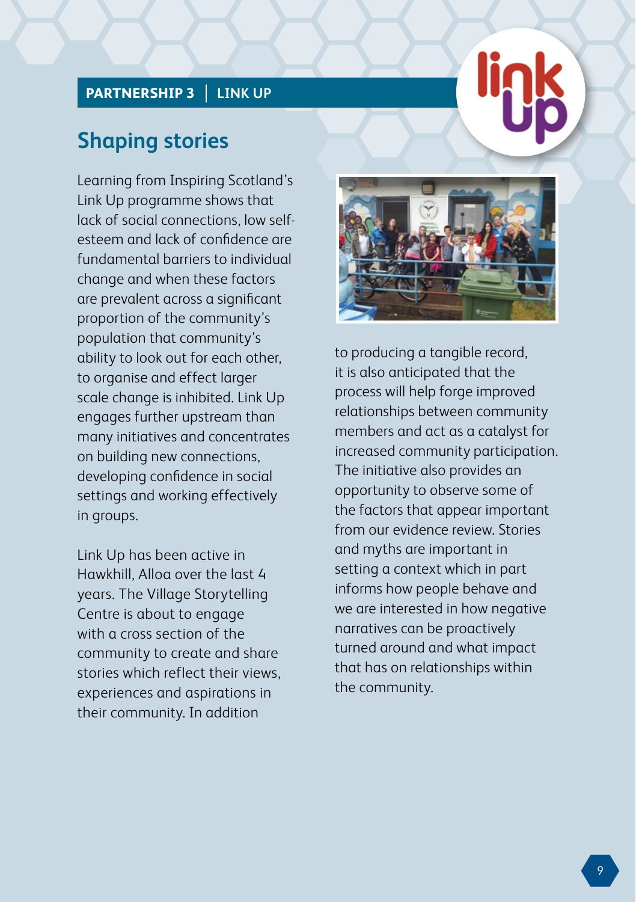PARTNERSHIP 3 | LINK UP

## Shaping stories

Learning from Inspiring Scotland's Link Up programme shows that lack of social connections, low self-esteem and lack of confidence are fundamental barriers to individual change and when these factors are prevalent across a significant proportion of the community's population that community's ability to look out for each other, to organise and effect larger scale change is inhibited. Link Up engages further upstream than many initiatives and concentrates on building new connections, developing confidence in social settings and working effectively in groups.

Link Up has been active in Hawkhill, Alloa over the last 4 years. The Village Storytelling Centre is about to engage with a cross section of the community to create and share stories which reflect their views, experiences and aspirations in their community. In addition to producing a tangible record, it is also anticipated that the process will help forge improved relationships between community members and act as a catalyst for increased community participation. The initiative also provides an opportunity to observe some of the factors that appear important from our evidence review. Stories and myths are important in setting a context which in part informs how people behave and we are interested in how negative narratives can be proactively turned around and what impact that has on relationships within the community.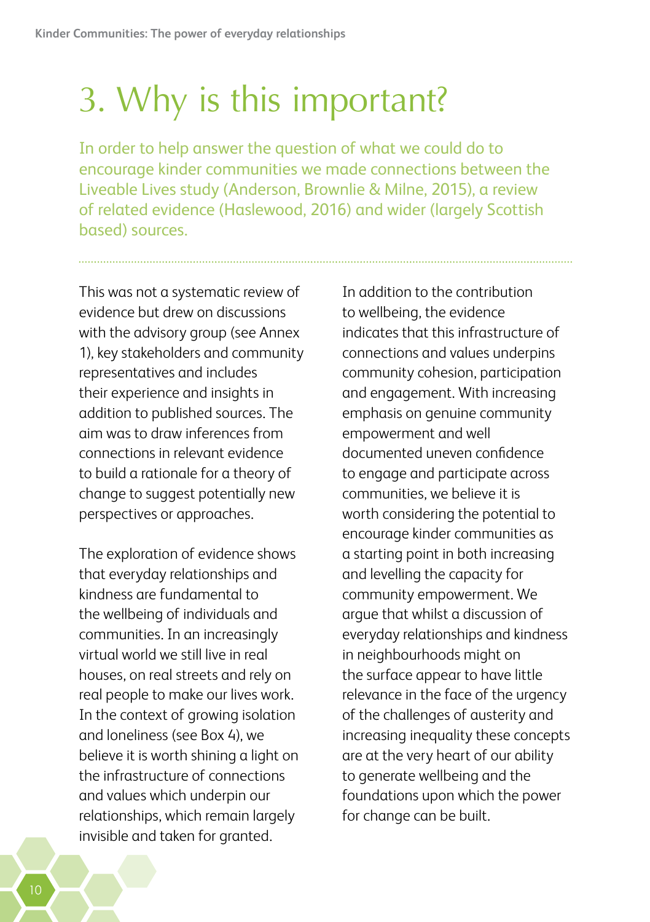# 3. Why is this important?

In order to help answer the question of what we could do to encourage kinder communities we made connections between the Liveable Lives study (Anderson, Brownlie & Milne, 2015), a review of related evidence (Haslewood, 2016) and wider (largely Scottish based) sources.

This was not a systematic review of evidence but drew on discussions with the advisory group (see Annex 1), key stakeholders and community representatives and includes their experience and insights in addition to published sources. The aim was to draw inferences from connections in relevant evidence to build a rationale for a theory of change to suggest potentially new perspectives or approaches.

The exploration of evidence shows that everyday relationships and kindness are fundamental to the wellbeing of individuals and communities. In an increasingly virtual world we still live in real houses, on real streets and rely on real people to make our lives work. In the context of growing isolation and loneliness (see Box 4), we believe it is worth shining a light on the infrastructure of connections and values which underpin our relationships, which remain largely invisible and taken for granted.

In addition to the contribution to wellbeing, the evidence indicates that this infrastructure of connections and values underpins community cohesion, participation and engagement. With increasing emphasis on genuine community empowerment and well documented uneven confidence to engage and participate across communities, we believe it is worth considering the potential to encourage kinder communities as a starting point in both increasing and levelling the capacity for community empowerment. We argue that whilst a discussion of everyday relationships and kindness in neighbourhoods might on the surface appear to have little relevance in the face of the urgency of the challenges of austerity and increasing inequality these concepts are at the very heart of our ability to generate wellbeing and the foundations upon which the power for change can be built.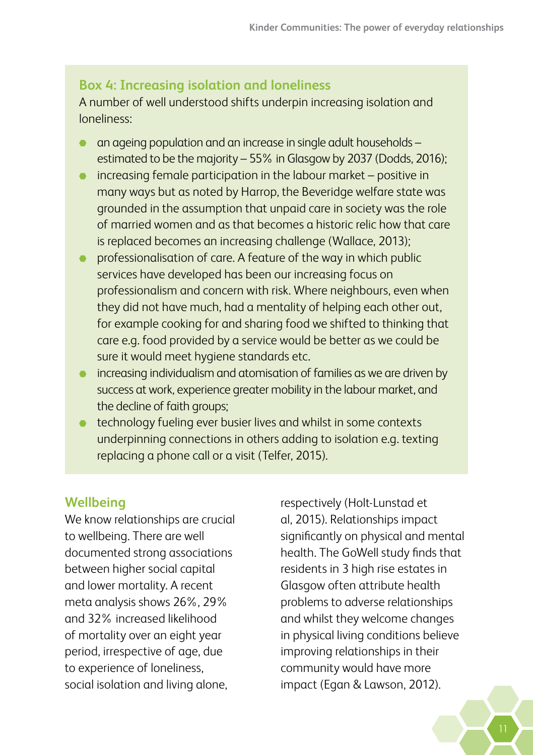## Box 4: Increasing isolation and loneliness

A number of well understood shifts underpin increasing isolation and loneliness:

- an ageing population and an increase in single adult households – estimated to be the majority – 55% in Glasgow by 2037 (Dodds, 2016);
- increasing female participation in the labour market – positive in many ways but as noted by Harrop, the Beveridge welfare state was grounded in the assumption that unpaid care in society was the role of married women and as that becomes a historic relic how that care is replaced becomes an increasing challenge (Wallace, 2013);
- professionalisation of care. A feature of the way in which public services have developed has been our increasing focus on professionalism and concern with risk. Where neighbours, even when they did not have much, had a mentality of helping each other out, for example cooking for and sharing food we shifted to thinking that care e.g. food provided by a service would be better as we could be sure it would meet hygiene standards etc.
- increasing individualism and atomisation of families as we are driven by success at work, experience greater mobility in the labour market, and the decline of faith groups;
- technology fueling ever busier lives and whilst in some contexts underpinning connections in others adding to isolation e.g. texting replacing a phone call or a visit (Telfer, 2015).

## Wellbeing

We know relationships are crucial to wellbeing. There are well documented strong associations between higher social capital and lower mortality. A recent meta analysis shows 26%, 29% and 32% increased likelihood of mortality over an eight year period, irrespective of age, due to experience of loneliness, social isolation and living alone, respectively (Holt-Lunstad et al, 2015). Relationships impact significantly on physical and mental health. The GoWell study finds that residents in 3 high rise estates in Glasgow often attribute health problems to adverse relationships and whilst they welcome changes in physical living conditions believe improving relationships in their community would have more impact (Egan & Lawson, 2012).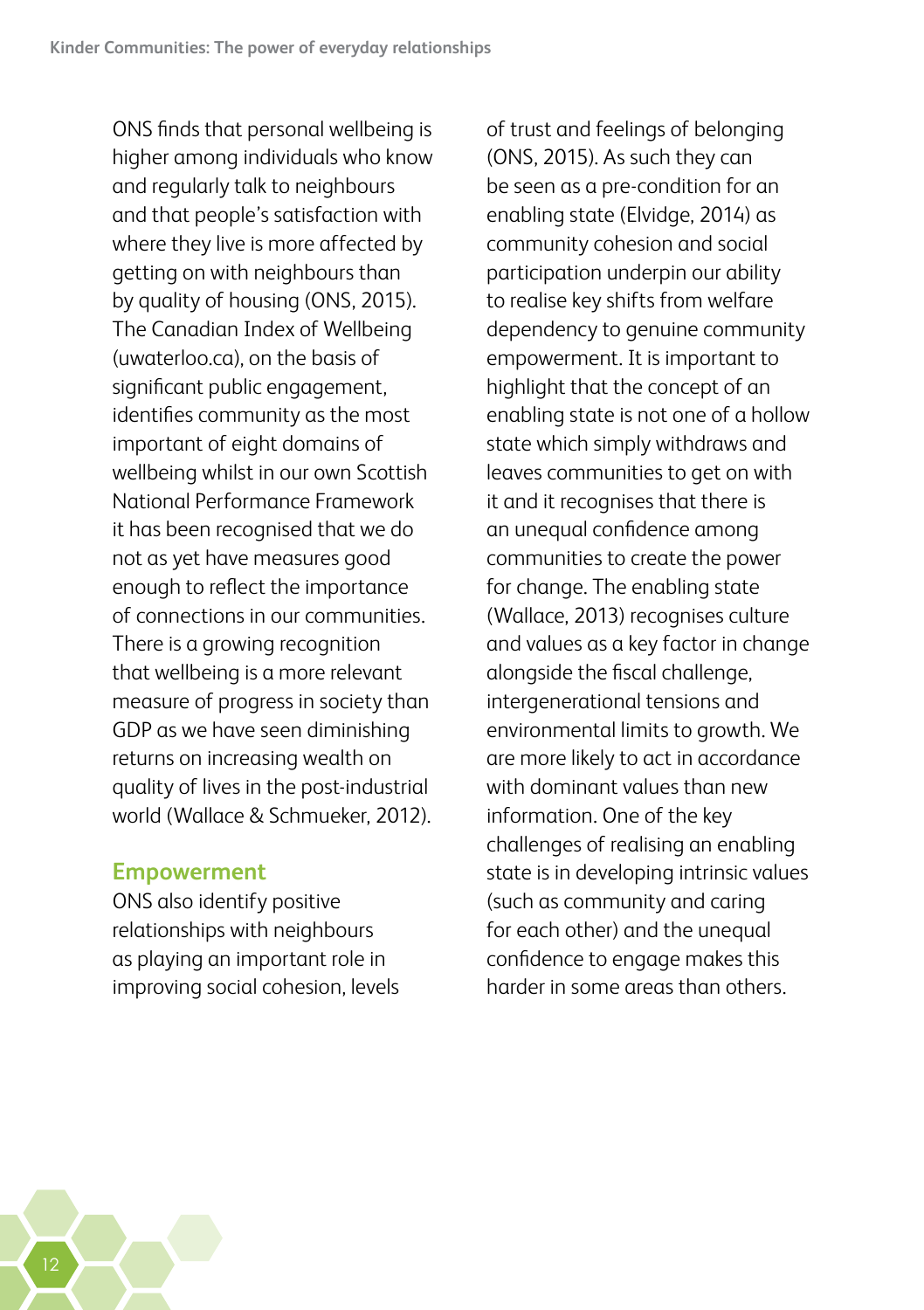ONS finds that personal wellbeing is higher among individuals who know and regularly talk to neighbours and that people's satisfaction with where they live is more affected by getting on with neighbours than by quality of housing (ONS, 2015). The Canadian Index of Wellbeing (uwaterloo.ca), on the basis of significant public engagement, identifies community as the most important of eight domains of wellbeing whilst in our own Scottish National Performance Framework it has been recognised that we do not as yet have measures good enough to reflect the importance of connections in our communities. There is a growing recognition that wellbeing is a more relevant measure of progress in society than GDP as we have seen diminishing returns on increasing wealth on quality of lives in the post-industrial world (Wallace & Schmueker, 2012).

## Empowerment

ONS also identify positive relationships with neighbours as playing an important role in improving social cohesion, levels of trust and feelings of belonging (ONS, 2015). As such they can be seen as a pre-condition for an enabling state (Elvidge, 2014) as community cohesion and social participation underpin our ability to realise key shifts from welfare dependency to genuine community empowerment. It is important to highlight that the concept of an enabling state is not one of a hollow state which simply withdraws and leaves communities to get on with it and it recognises that there is an unequal confidence among communities to create the power for change. The enabling state (Wallace, 2013) recognises culture and values as a key factor in change alongside the fiscal challenge, intergenerational tensions and environmental limits to growth. We are more likely to act in accordance with dominant values than new information. One of the key challenges of realising an enabling state is in developing intrinsic values (such as community and caring for each other) and the unequal confidence to engage makes this harder in some areas than others.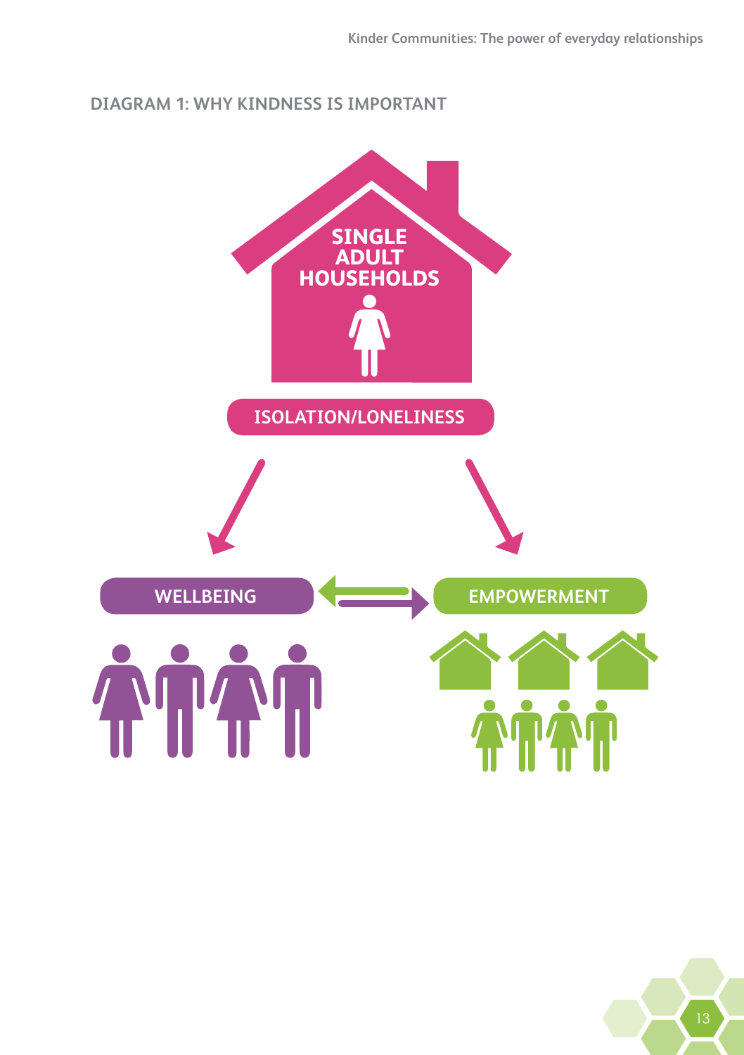### DIAGRAM 1: WHY KINDNESS IS IMPORTANT

SINGLE ADULT HOUSEHOLDS

ISOLATION/LONELINESS

WELLBEING

EMPOWERMENT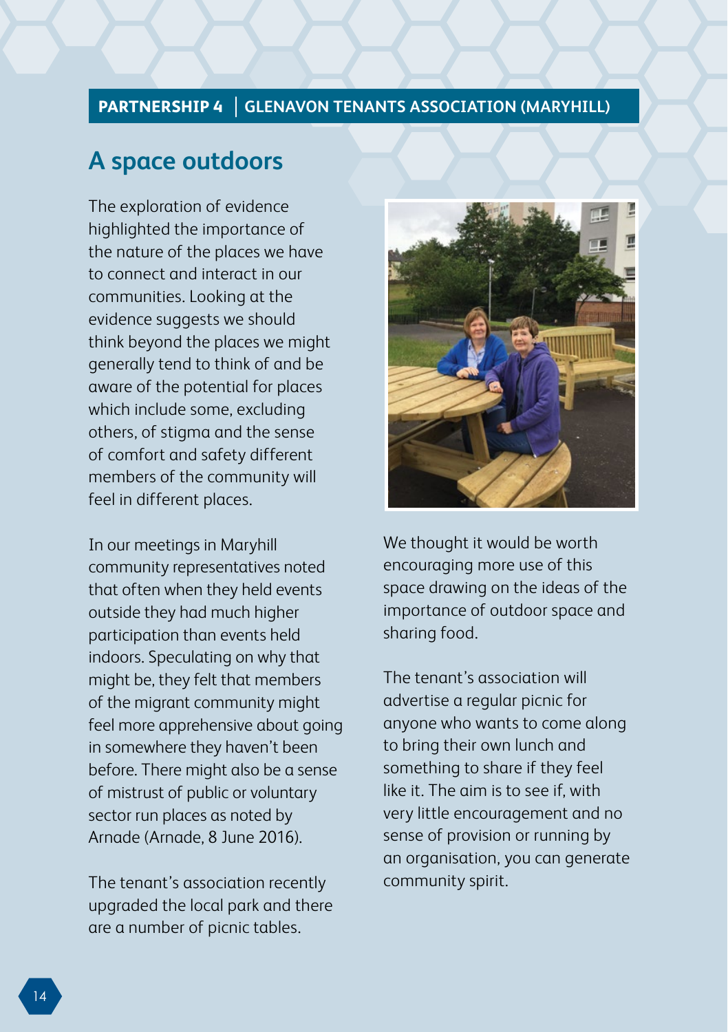**PARTNERSHIP 4 | GLENAVON TENANTS ASSOCIATION (MARYHILL)**

## A space outdoors

The exploration of evidence highlighted the importance of the nature of the places we have to connect and interact in our communities. Looking at the evidence suggests we should think beyond the places we might generally tend to think of and be aware of the potential for places which include some, excluding others, of stigma and the sense of comfort and safety different members of the community will feel in different places.

In our meetings in Maryhill community representatives noted that often when they held events outside they had much higher participation than events held indoors. Speculating on why that might be, they felt that members of the migrant community might feel more apprehensive about going in somewhere they haven't been before. There might also be a sense of mistrust of public or voluntary sector run places as noted by Arnade (Arnade, 8 June 2016).

The tenant's association recently upgraded the local park and there are a number of picnic tables.

We thought it would be worth encouraging more use of this space drawing on the ideas of the importance of outdoor space and sharing food.

The tenant's association will advertise a regular picnic for anyone who wants to come along to bring their own lunch and something to share if they feel like it. The aim is to see if, with very little encouragement and no sense of provision or running by an organisation, you can generate community spirit.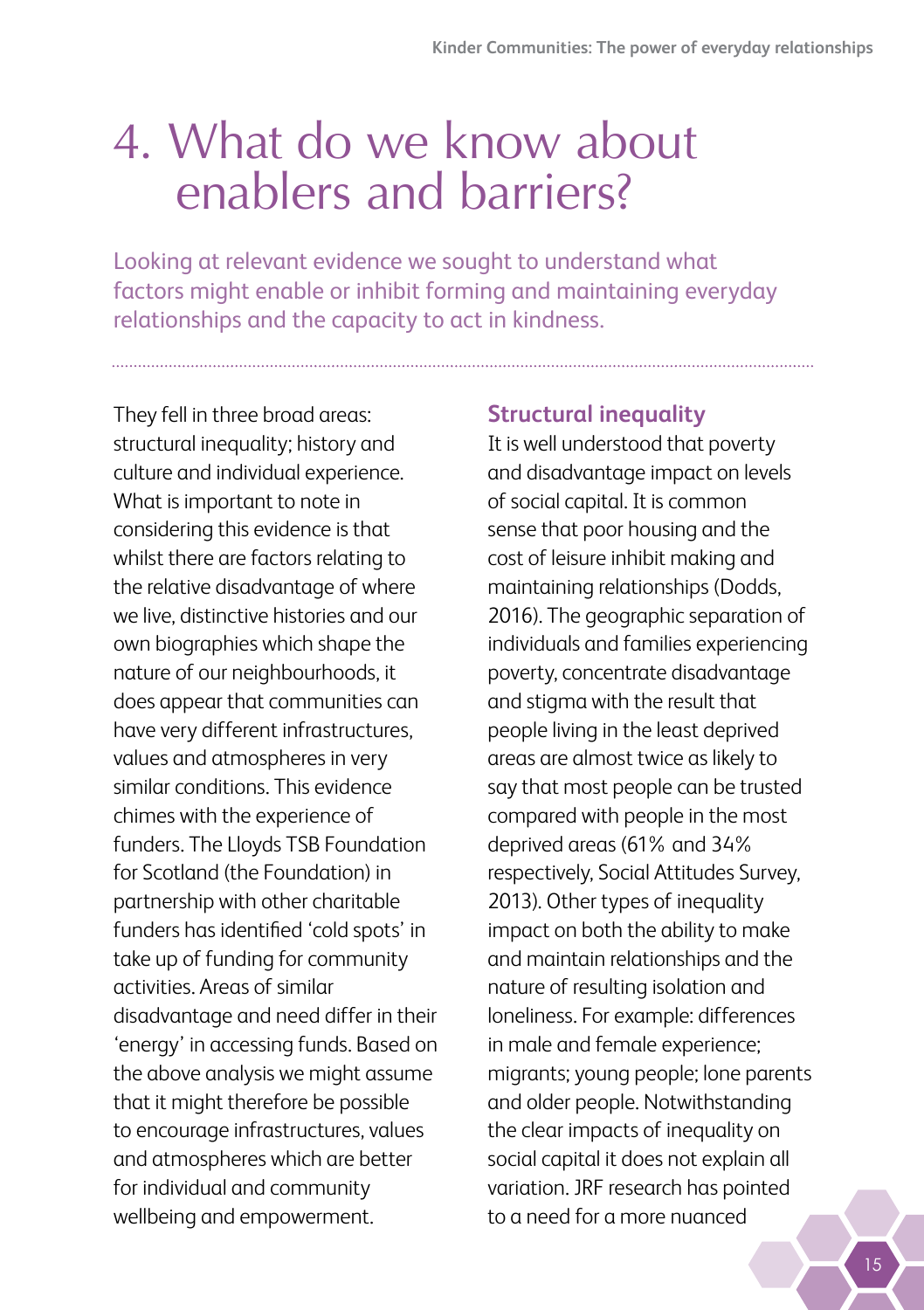# 4. What do we know about enablers and barriers?

Looking at relevant evidence we sought to understand what factors might enable or inhibit forming and maintaining everyday relationships and the capacity to act in kindness.

They fell in three broad areas: structural inequality; history and culture and individual experience. What is important to note in considering this evidence is that whilst there are factors relating to the relative disadvantage of where we live, distinctive histories and our own biographies which shape the nature of our neighbourhoods, it does appear that communities can have very different infrastructures, values and atmospheres in very similar conditions. This evidence chimes with the experience of funders. The Lloyds TSB Foundation for Scotland (the Foundation) in partnership with other charitable funders has identified 'cold spots' in take up of funding for community activities. Areas of similar disadvantage and need differ in their 'energy' in accessing funds. Based on the above analysis we might assume that it might therefore be possible to encourage infrastructures, values and atmospheres which are better for individual and community wellbeing and empowerment.

## Structural inequality

It is well understood that poverty and disadvantage impact on levels of social capital. It is common sense that poor housing and the cost of leisure inhibit making and maintaining relationships (Dodds, 2016). The geographic separation of individuals and families experiencing poverty, concentrate disadvantage and stigma with the result that people living in the least deprived areas are almost twice as likely to say that most people can be trusted compared with people in the most deprived areas (61% and 34% respectively, Social Attitudes Survey, 2013). Other types of inequality impact on both the ability to make and maintain relationships and the nature of resulting isolation and loneliness. For example: differences in male and female experience; migrants; young people; lone parents and older people. Notwithstanding the clear impacts of inequality on social capital it does not explain all variation. JRF research has pointed to a need for a more nuanced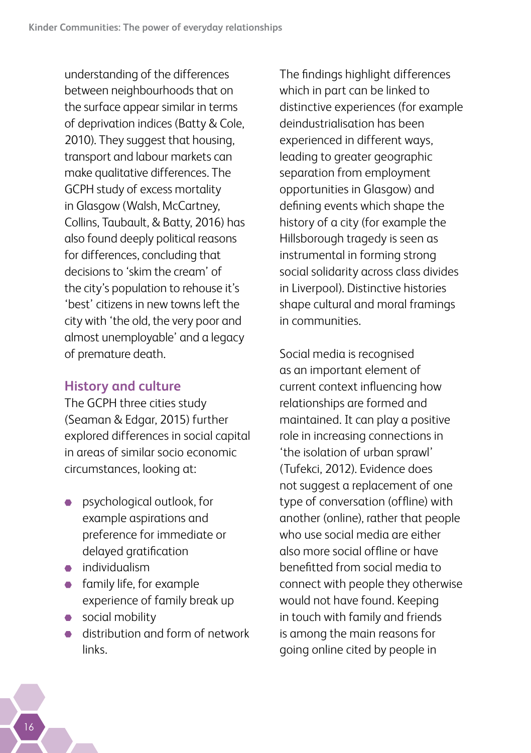understanding of the differences between neighbourhoods that on the surface appear similar in terms of deprivation indices (Batty & Cole, 2010). They suggest that housing, transport and labour markets can make qualitative differences. The GCPH study of excess mortality in Glasgow (Walsh, McCartney, Collins, Taubault, & Batty, 2016) has also found deeply political reasons for differences, concluding that decisions to 'skim the cream' of the city's population to rehouse it's 'best' citizens in new towns left the city with 'the old, the very poor and almost unemployable' and a legacy of premature death.

## History and culture

The GCPH three cities study (Seaman & Edgar, 2015) further explored differences in social capital in areas of similar socio economic circumstances, looking at:

- psychological outlook, for example aspirations and preference for immediate or delayed gratification
- individualism
- family life, for example experience of family break up
- social mobility
- distribution and form of network links.

The findings highlight differences which in part can be linked to distinctive experiences (for example deindustrialisation has been experienced in different ways, leading to greater geographic separation from employment opportunities in Glasgow) and defining events which shape the history of a city (for example the Hillsborough tragedy is seen as instrumental in forming strong social solidarity across class divides in Liverpool). Distinctive histories shape cultural and moral framings in communities.

Social media is recognised as an important element of current context influencing how relationships are formed and maintained. It can play a positive role in increasing connections in 'the isolation of urban sprawl' (Tufekci, 2012). Evidence does not suggest a replacement of one type of conversation (offline) with another (online), rather that people who use social media are either also more social offline or have benefitted from social media to connect with people they otherwise would not have found. Keeping in touch with family and friends is among the main reasons for going online cited by people in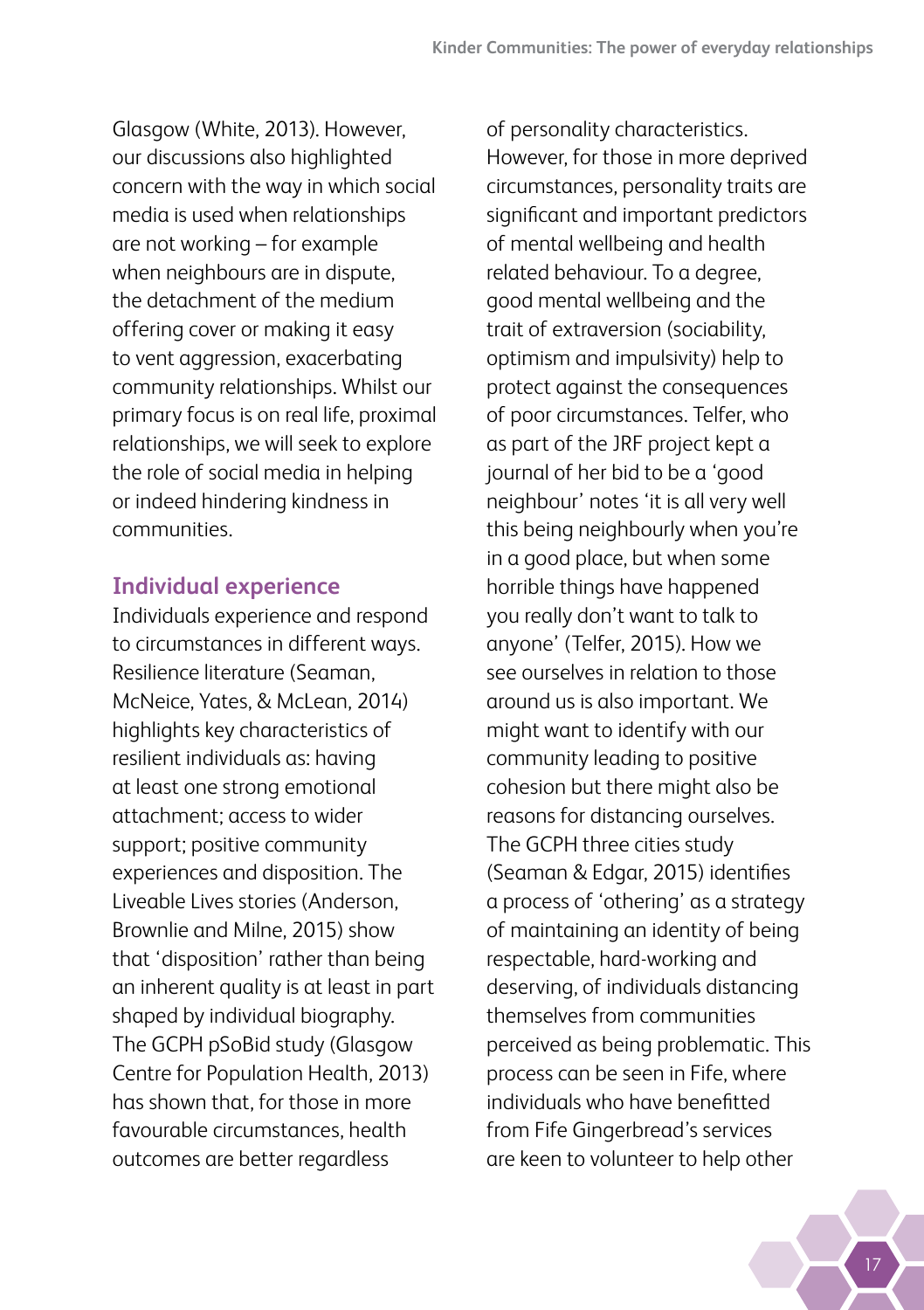Glasgow (White, 2013). However, our discussions also highlighted concern with the way in which social media is used when relationships are not working – for example when neighbours are in dispute, the detachment of the medium offering cover or making it easy to vent aggression, exacerbating community relationships. Whilst our primary focus is on real life, proximal relationships, we will seek to explore the role of social media in helping or indeed hindering kindness in communities.

### Individual experience

Individuals experience and respond to circumstances in different ways. Resilience literature (Seaman, McNeice, Yates, & McLean, 2014) highlights key characteristics of resilient individuals as: having at least one strong emotional attachment; access to wider support; positive community experiences and disposition. The Liveable Lives stories (Anderson, Brownlie and Milne, 2015) show that 'disposition' rather than being an inherent quality is at least in part shaped by individual biography. The GCPH pSoBid study (Glasgow Centre for Population Health, 2013) has shown that, for those in more favourable circumstances, health outcomes are better regardless of personality characteristics. However, for those in more deprived circumstances, personality traits are significant and important predictors of mental wellbeing and health related behaviour. To a degree, good mental wellbeing and the trait of extraversion (sociability, optimism and impulsivity) help to protect against the consequences of poor circumstances. Telfer, who as part of the JRF project kept a journal of her bid to be a 'good neighbour' notes 'it is all very well this being neighbourly when you're in a good place, but when some horrible things have happened you really don't want to talk to anyone' (Telfer, 2015). How we see ourselves in relation to those around us is also important. We might want to identify with our community leading to positive cohesion but there might also be reasons for distancing ourselves. The GCPH three cities study (Seaman & Edgar, 2015) identifies a process of 'othering' as a strategy of maintaining an identity of being respectable, hard-working and deserving, of individuals distancing themselves from communities perceived as being problematic. This process can be seen in Fife, where individuals who have benefitted from Fife Gingerbread's services are keen to volunteer to help other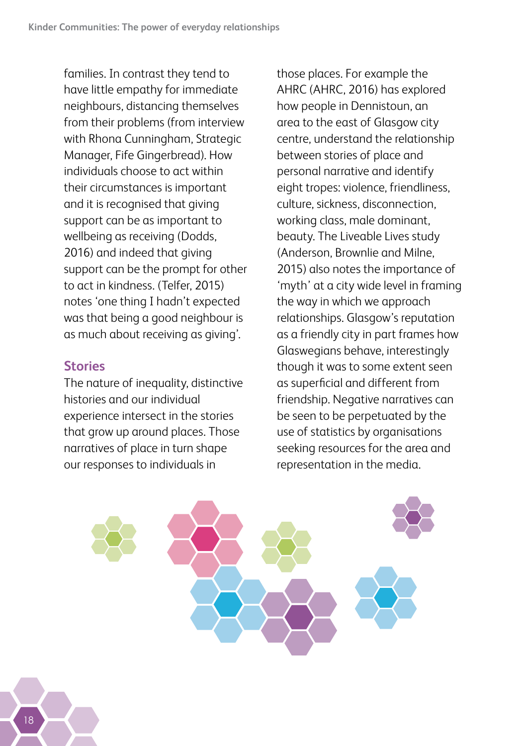families. In contrast they tend to have little empathy for immediate neighbours, distancing themselves from their problems (from interview with Rhona Cunningham, Strategic Manager, Fife Gingerbread). How individuals choose to act within their circumstances is important and it is recognised that giving support can be as important to wellbeing as receiving (Dodds, 2016) and indeed that giving support can be the prompt for other to act in kindness. (Telfer, 2015) notes 'one thing I hadn't expected was that being a good neighbour is as much about receiving as giving'.

### Stories

The nature of inequality, distinctive histories and our individual experience intersect in the stories that grow up around places. Those narratives of place in turn shape our responses to individuals in those places. For example the AHRC (AHRC, 2016) has explored how people in Dennistoun, an area to the east of Glasgow city centre, understand the relationship between stories of place and personal narrative and identify eight tropes: violence, friendliness, culture, sickness, disconnection, working class, male dominant, beauty. The Liveable Lives study (Anderson, Brownlie and Milne, 2015) also notes the importance of 'myth' at a city wide level in framing the way in which we approach relationships. Glasgow's reputation as a friendly city in part frames how Glaswegians behave, interestingly though it was to some extent seen as superficial and different from friendship. Negative narratives can be seen to be perpetuated by the use of statistics by organisations seeking resources for the area and representation in the media.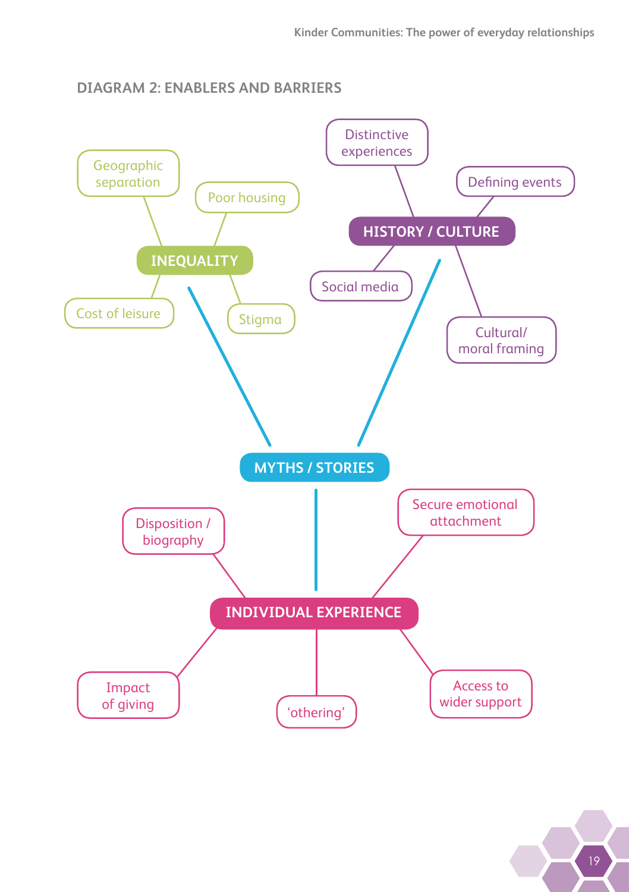## DIAGRAM 2: ENABLERS AND BARRIERS

**INEQUALITY**
- Geographic separation
- Poor housing
- Cost of leisure
- Stigma

**HISTORY / CULTURE**
- Distinctive experiences
- Defining events
- Social media
- Cultural/ moral framing

**MYTHS / STORIES**

**INDIVIDUAL EXPERIENCE**
- Disposition / biography
- Secure emotional attachment
- Impact of giving
- 'othering'
- Access to wider support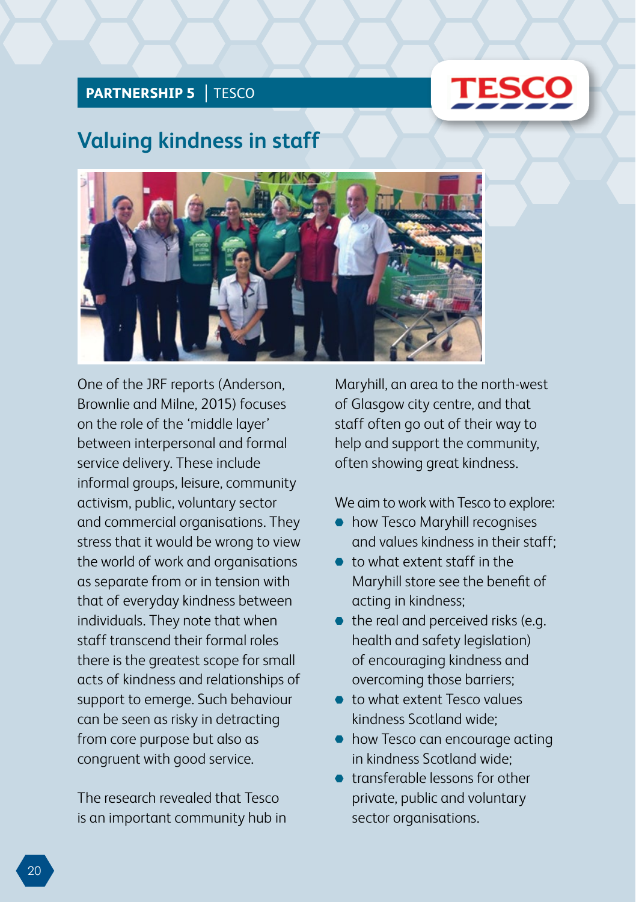**PARTNERSHIP 5** | TESCO

## Valuing kindness in staff

One of the JRF reports (Anderson, Brownlie and Milne, 2015) focuses on the role of the 'middle layer' between interpersonal and formal service delivery. These include informal groups, leisure, community activism, public, voluntary sector and commercial organisations. They stress that it would be wrong to view the world of work and organisations as separate from or in tension with that of everyday kindness between individuals. They note that when staff transcend their formal roles there is the greatest scope for small acts of kindness and relationships of support to emerge. Such behaviour can be seen as risky in detracting from core purpose but also as congruent with good service.

The research revealed that Tesco is an important community hub in Maryhill, an area to the north-west of Glasgow city centre, and that staff often go out of their way to help and support the community, often showing great kindness.

We aim to work with Tesco to explore:

- how Tesco Maryhill recognises and values kindness in their staff;
- to what extent staff in the Maryhill store see the benefit of acting in kindness;
- the real and perceived risks (e.g. health and safety legislation) of encouraging kindness and overcoming those barriers;
- to what extent Tesco values kindness Scotland wide;
- how Tesco can encourage acting in kindness Scotland wide;
- transferable lessons for other private, public and voluntary sector organisations.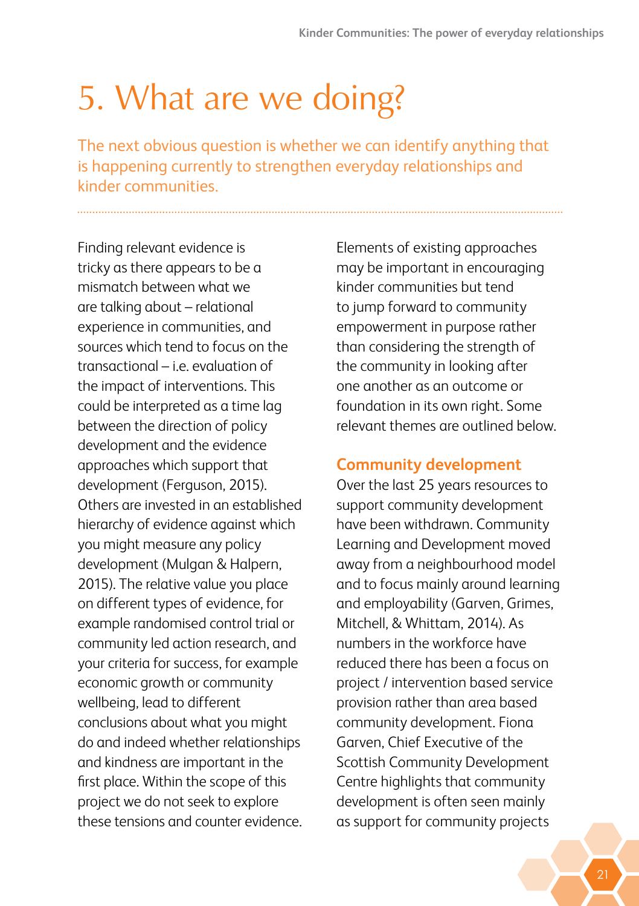# 5. What are we doing?

The next obvious question is whether we can identify anything that is happening currently to strengthen everyday relationships and kinder communities.

Finding relevant evidence is tricky as there appears to be a mismatch between what we are talking about – relational experience in communities, and sources which tend to focus on the transactional – i.e. evaluation of the impact of interventions. This could be interpreted as a time lag between the direction of policy development and the evidence approaches which support that development (Ferguson, 2015). Others are invested in an established hierarchy of evidence against which you might measure any policy development (Mulgan & Halpern, 2015). The relative value you place on different types of evidence, for example randomised control trial or community led action research, and your criteria for success, for example economic growth or community wellbeing, lead to different conclusions about what you might do and indeed whether relationships and kindness are important in the first place. Within the scope of this project we do not seek to explore these tensions and counter evidence.

Elements of existing approaches may be important in encouraging kinder communities but tend to jump forward to community empowerment in purpose rather than considering the strength of the community in looking after one another as an outcome or foundation in its own right. Some relevant themes are outlined below.

### Community development

Over the last 25 years resources to support community development have been withdrawn. Community Learning and Development moved away from a neighbourhood model and to focus mainly around learning and employability (Garven, Grimes, Mitchell, & Whittam, 2014). As numbers in the workforce have reduced there has been a focus on project / intervention based service provision rather than area based community development. Fiona Garven, Chief Executive of the Scottish Community Development Centre highlights that community development is often seen mainly as support for community projects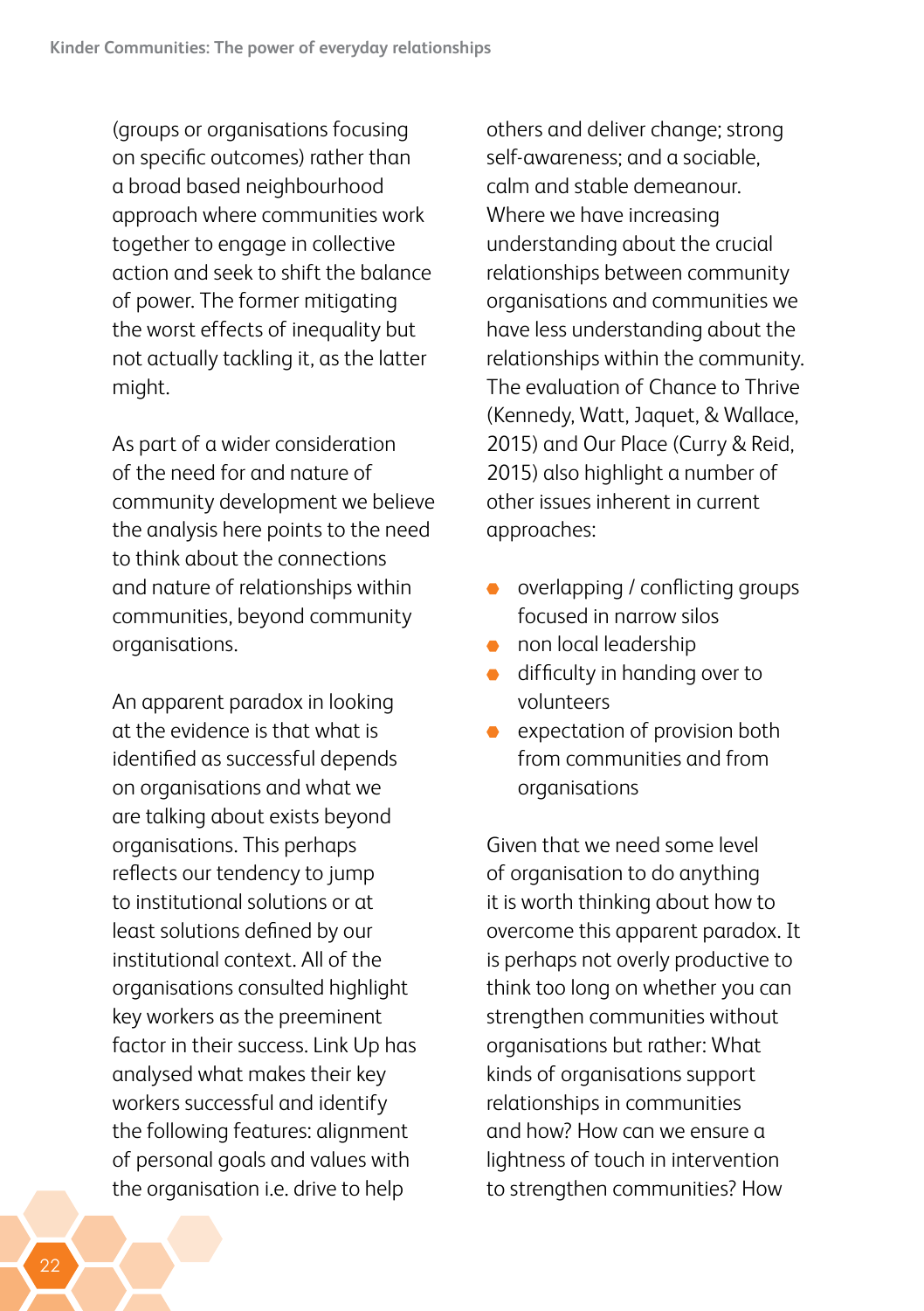(groups or organisations focusing on specific outcomes) rather than a broad based neighbourhood approach where communities work together to engage in collective action and seek to shift the balance of power. The former mitigating the worst effects of inequality but not actually tackling it, as the latter might.

As part of a wider consideration of the need for and nature of community development we believe the analysis here points to the need to think about the connections and nature of relationships within communities, beyond community organisations.

An apparent paradox in looking at the evidence is that what is identified as successful depends on organisations and what we are talking about exists beyond organisations. This perhaps reflects our tendency to jump to institutional solutions or at least solutions defined by our institutional context. All of the organisations consulted highlight key workers as the preeminent factor in their success. Link Up has analysed what makes their key workers successful and identify the following features: alignment of personal goals and values with the organisation i.e. drive to help others and deliver change; strong self-awareness; and a sociable, calm and stable demeanour. Where we have increasing understanding about the crucial relationships between community organisations and communities we have less understanding about the relationships within the community. The evaluation of Chance to Thrive (Kennedy, Watt, Jaquet, & Wallace, 2015) and Our Place (Curry & Reid, 2015) also highlight a number of other issues inherent in current approaches:

- overlapping / conflicting groups focused in narrow silos
- non local leadership
- difficulty in handing over to volunteers
- expectation of provision both from communities and from organisations

Given that we need some level of organisation to do anything it is worth thinking about how to overcome this apparent paradox. It is perhaps not overly productive to think too long on whether you can strengthen communities without organisations but rather: What kinds of organisations support relationships in communities and how? How can we ensure a lightness of touch in intervention to strengthen communities? How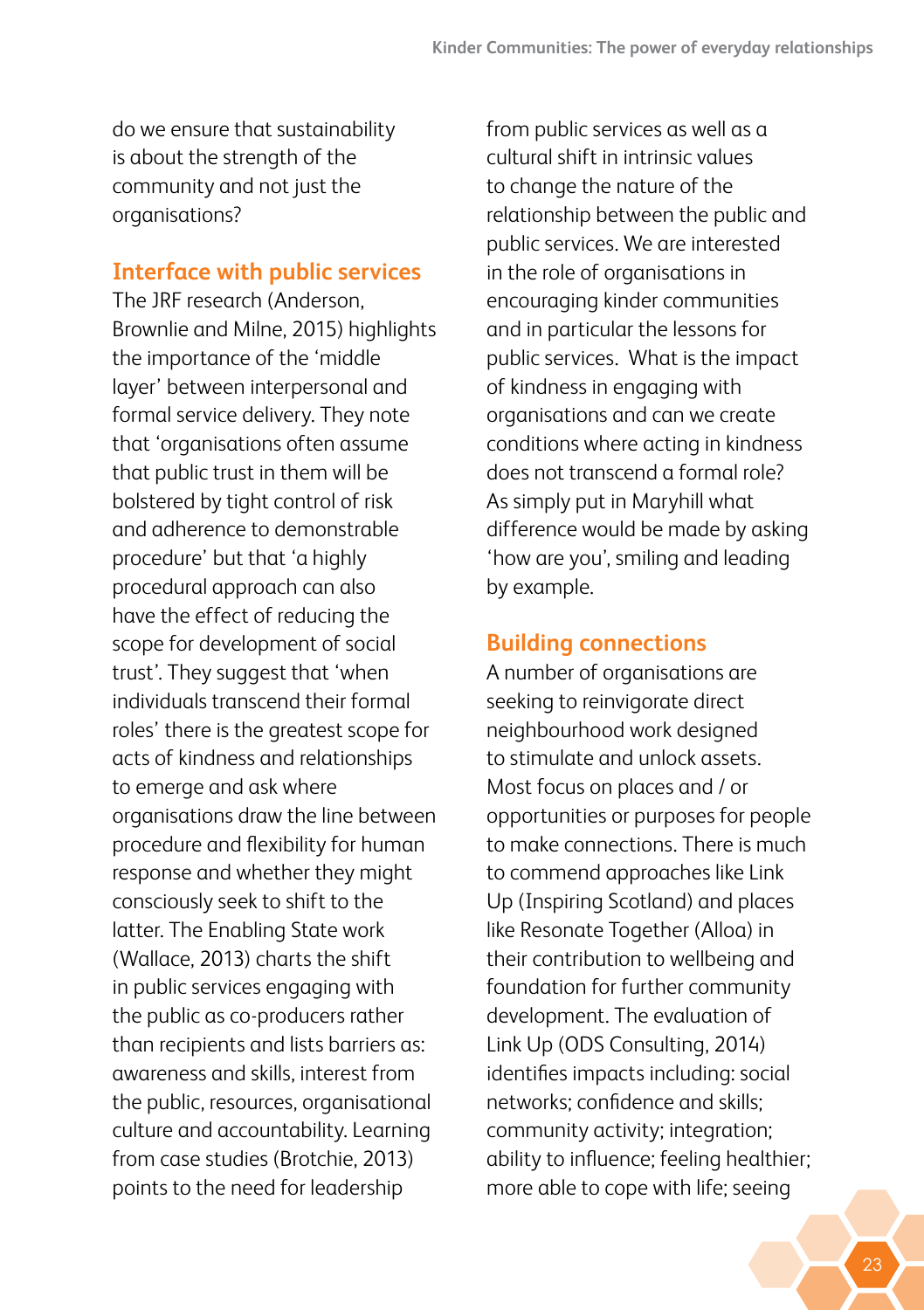do we ensure that sustainability is about the strength of the community and not just the organisations?

## Interface with public services

The JRF research (Anderson, Brownlie and Milne, 2015) highlights the importance of the 'middle layer' between interpersonal and formal service delivery. They note that 'organisations often assume that public trust in them will be bolstered by tight control of risk and adherence to demonstrable procedure' but that 'a highly procedural approach can also have the effect of reducing the scope for development of social trust'. They suggest that 'when individuals transcend their formal roles' there is the greatest scope for acts of kindness and relationships to emerge and ask where organisations draw the line between procedure and flexibility for human response and whether they might consciously seek to shift to the latter. The Enabling State work (Wallace, 2013) charts the shift in public services engaging with the public as co-producers rather than recipients and lists barriers as: awareness and skills, interest from the public, resources, organisational culture and accountability. Learning from case studies (Brotchie, 2013) points to the need for leadership from public services as well as a cultural shift in intrinsic values to change the nature of the relationship between the public and public services. We are interested in the role of organisations in encouraging kinder communities and in particular the lessons for public services. What is the impact of kindness in engaging with organisations and can we create conditions where acting in kindness does not transcend a formal role? As simply put in Maryhill what difference would be made by asking 'how are you', smiling and leading by example.

## Building connections

A number of organisations are seeking to reinvigorate direct neighbourhood work designed to stimulate and unlock assets. Most focus on places and / or opportunities or purposes for people to make connections. There is much to commend approaches like Link Up (Inspiring Scotland) and places like Resonate Together (Alloa) in their contribution to wellbeing and foundation for further community development. The evaluation of Link Up (ODS Consulting, 2014) identifies impacts including: social networks; confidence and skills; community activity; integration; ability to influence; feeling healthier; more able to cope with life; seeing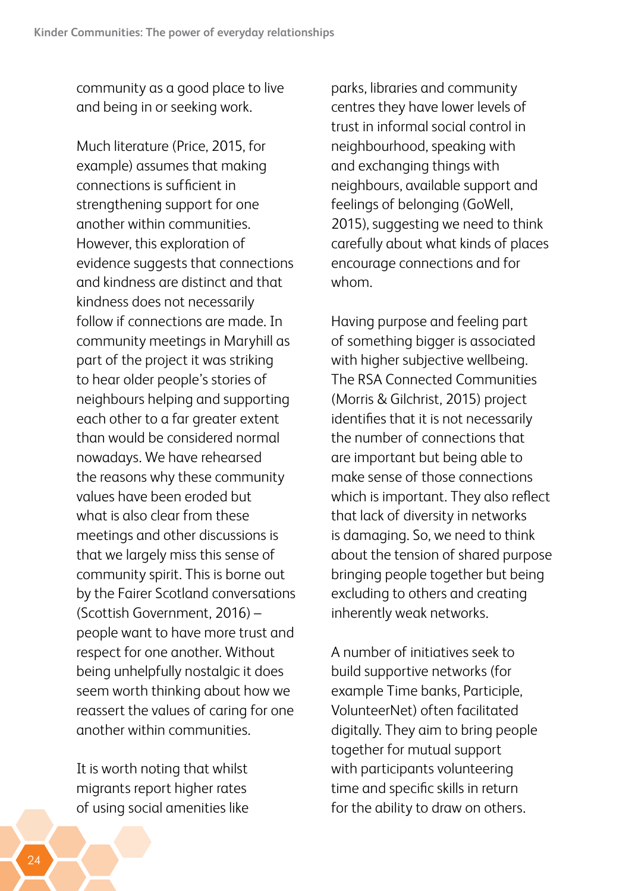community as a good place to live and being in or seeking work.

Much literature (Price, 2015, for example) assumes that making connections is sufficient in strengthening support for one another within communities. However, this exploration of evidence suggests that connections and kindness are distinct and that kindness does not necessarily follow if connections are made. In community meetings in Maryhill as part of the project it was striking to hear older people's stories of neighbours helping and supporting each other to a far greater extent than would be considered normal nowadays. We have rehearsed the reasons why these community values have been eroded but what is also clear from these meetings and other discussions is that we largely miss this sense of community spirit. This is borne out by the Fairer Scotland conversations (Scottish Government, 2016) – people want to have more trust and respect for one another. Without being unhelpfully nostalgic it does seem worth thinking about how we reassert the values of caring for one another within communities.

It is worth noting that whilst migrants report higher rates of using social amenities like parks, libraries and community centres they have lower levels of trust in informal social control in neighbourhood, speaking with and exchanging things with neighbours, available support and feelings of belonging (GoWell, 2015), suggesting we need to think carefully about what kinds of places encourage connections and for whom.

Having purpose and feeling part of something bigger is associated with higher subjective wellbeing. The RSA Connected Communities (Morris & Gilchrist, 2015) project identifies that it is not necessarily the number of connections that are important but being able to make sense of those connections which is important. They also reflect that lack of diversity in networks is damaging. So, we need to think about the tension of shared purpose bringing people together but being excluding to others and creating inherently weak networks.

A number of initiatives seek to build supportive networks (for example Time banks, Participle, VolunteerNet) often facilitated digitally. They aim to bring people together for mutual support with participants volunteering time and specific skills in return for the ability to draw on others.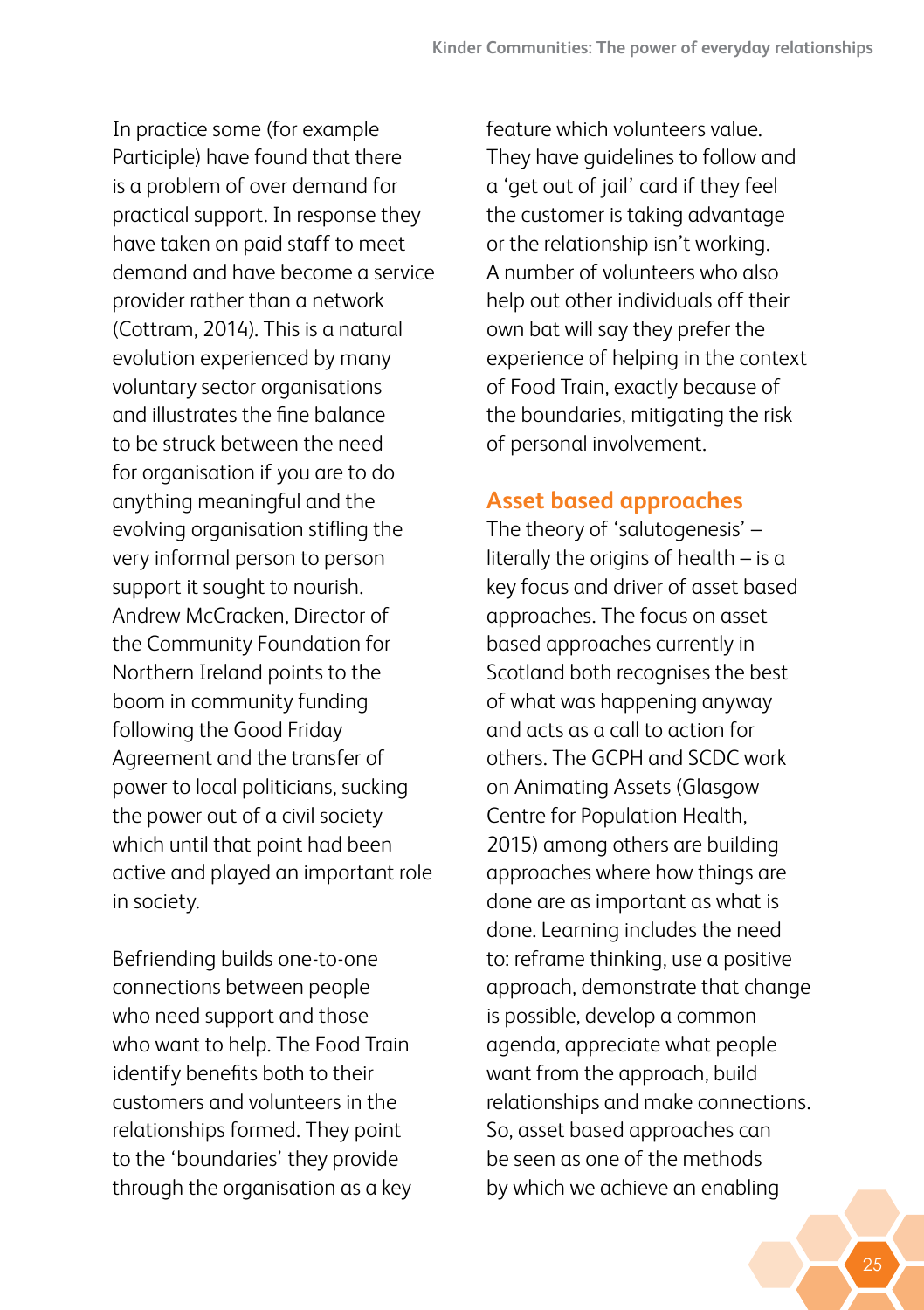In practice some (for example Participle) have found that there is a problem of over demand for practical support. In response they have taken on paid staff to meet demand and have become a service provider rather than a network (Cottram, 2014). This is a natural evolution experienced by many voluntary sector organisations and illustrates the fine balance to be struck between the need for organisation if you are to do anything meaningful and the evolving organisation stifling the very informal person to person support it sought to nourish. Andrew McCracken, Director of the Community Foundation for Northern Ireland points to the boom in community funding following the Good Friday Agreement and the transfer of power to local politicians, sucking the power out of a civil society which until that point had been active and played an important role in society.

Befriending builds one-to-one connections between people who need support and those who want to help. The Food Train identify benefits both to their customers and volunteers in the relationships formed. They point to the 'boundaries' they provide through the organisation as a key feature which volunteers value. They have guidelines to follow and a 'get out of jail' card if they feel the customer is taking advantage or the relationship isn't working. A number of volunteers who also help out other individuals off their own bat will say they prefer the experience of helping in the context of Food Train, exactly because of the boundaries, mitigating the risk of personal involvement.

## Asset based approaches

The theory of 'salutogenesis' – literally the origins of health – is a key focus and driver of asset based approaches. The focus on asset based approaches currently in Scotland both recognises the best of what was happening anyway and acts as a call to action for others. The GCPH and SCDC work on Animating Assets (Glasgow Centre for Population Health, 2015) among others are building approaches where how things are done are as important as what is done. Learning includes the need to: reframe thinking, use a positive approach, demonstrate that change is possible, develop a common agenda, appreciate what people want from the approach, build relationships and make connections. So, asset based approaches can be seen as one of the methods by which we achieve an enabling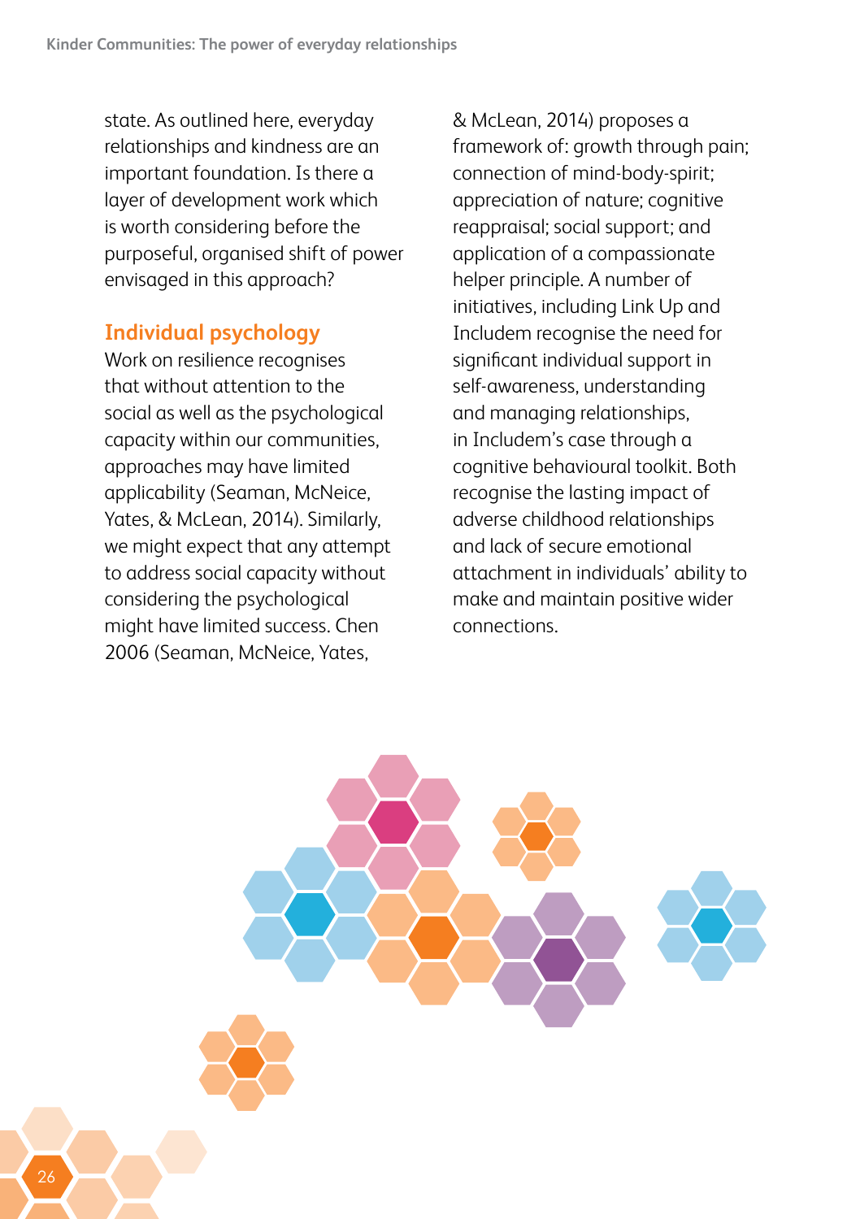state. As outlined here, everyday relationships and kindness are an important foundation. Is there a layer of development work which is worth considering before the purposeful, organised shift of power envisaged in this approach?

## Individual psychology

Work on resilience recognises that without attention to the social as well as the psychological capacity within our communities, approaches may have limited applicability (Seaman, McNeice, Yates, & McLean, 2014). Similarly, we might expect that any attempt to address social capacity without considering the psychological might have limited success. Chen 2006 (Seaman, McNeice, Yates, & McLean, 2014) proposes a framework of: growth through pain; connection of mind-body-spirit; appreciation of nature; cognitive reappraisal; social support; and application of a compassionate helper principle. A number of initiatives, including Link Up and Includem recognise the need for significant individual support in self-awareness, understanding and managing relationships, in Includem's case through a cognitive behavioural toolkit. Both recognise the lasting impact of adverse childhood relationships and lack of secure emotional attachment in individuals' ability to make and maintain positive wider connections.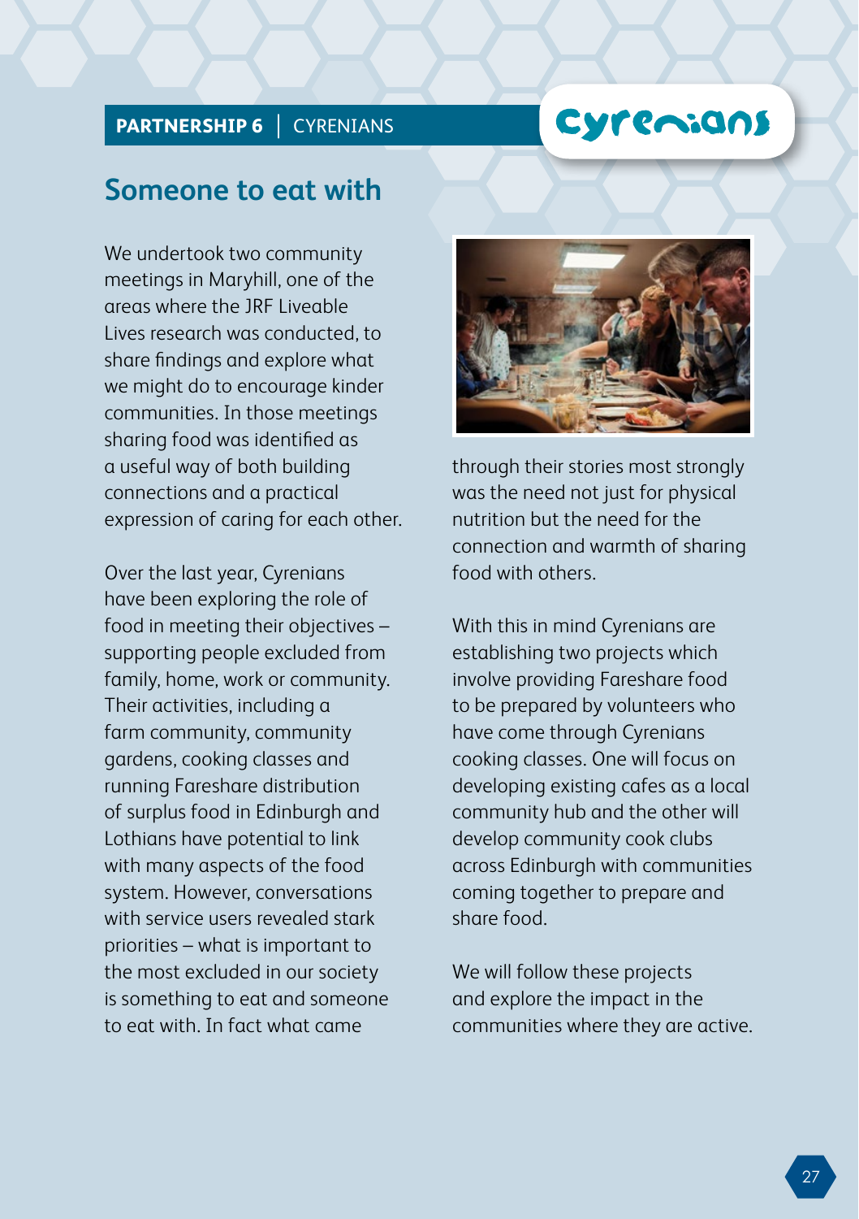**PARTNERSHIP 6** | CYRENIANS

## Someone to eat with

We undertook two community meetings in Maryhill, one of the areas where the JRF Liveable Lives research was conducted, to share findings and explore what we might do to encourage kinder communities. In those meetings sharing food was identified as a useful way of both building connections and a practical expression of caring for each other.

Over the last year, Cyrenians have been exploring the role of food in meeting their objectives – supporting people excluded from family, home, work or community. Their activities, including a farm community, community gardens, cooking classes and running Fareshare distribution of surplus food in Edinburgh and Lothians have potential to link with many aspects of the food system. However, conversations with service users revealed stark priorities – what is important to the most excluded in our society is something to eat and someone to eat with. In fact what came through their stories most strongly was the need not just for physical nutrition but the need for the connection and warmth of sharing food with others.

With this in mind Cyrenians are establishing two projects which involve providing Fareshare food to be prepared by volunteers who have come through Cyrenians cooking classes. One will focus on developing existing cafes as a local community hub and the other will develop community cook clubs across Edinburgh with communities coming together to prepare and share food.

We will follow these projects and explore the impact in the communities where they are active.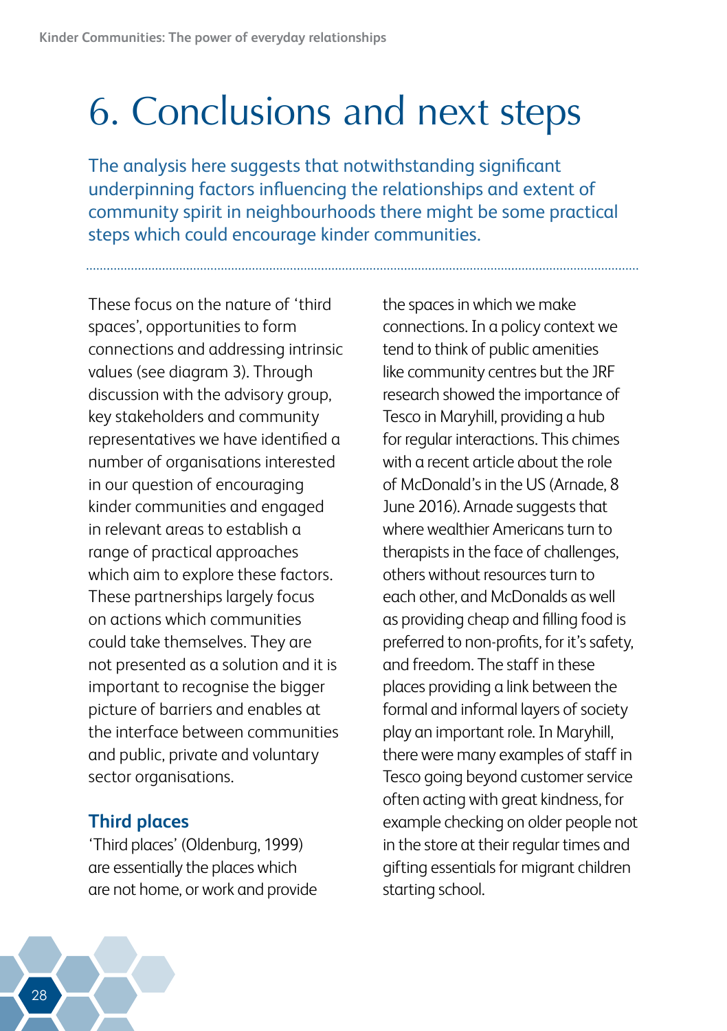# 6. Conclusions and next steps

The analysis here suggests that notwithstanding significant underpinning factors influencing the relationships and extent of community spirit in neighbourhoods there might be some practical steps which could encourage kinder communities.

These focus on the nature of 'third spaces', opportunities to form connections and addressing intrinsic values (see diagram 3). Through discussion with the advisory group, key stakeholders and community representatives we have identified a number of organisations interested in our question of encouraging kinder communities and engaged in relevant areas to establish a range of practical approaches which aim to explore these factors. These partnerships largely focus on actions which communities could take themselves. They are not presented as a solution and it is important to recognise the bigger picture of barriers and enables at the interface between communities and public, private and voluntary sector organisations.

## Third places

'Third places' (Oldenburg, 1999) are essentially the places which are not home, or work and provide the spaces in which we make connections. In a policy context we tend to think of public amenities like community centres but the JRF research showed the importance of Tesco in Maryhill, providing a hub for regular interactions. This chimes with a recent article about the role of McDonald's in the US (Arnade, 8 June 2016). Arnade suggests that where wealthier Americans turn to therapists in the face of challenges, others without resources turn to each other, and McDonalds as well as providing cheap and filling food is preferred to non-profits, for it's safety, and freedom. The staff in these places providing a link between the formal and informal layers of society play an important role. In Maryhill, there were many examples of staff in Tesco going beyond customer service often acting with great kindness, for example checking on older people not in the store at their regular times and gifting essentials for migrant children starting school.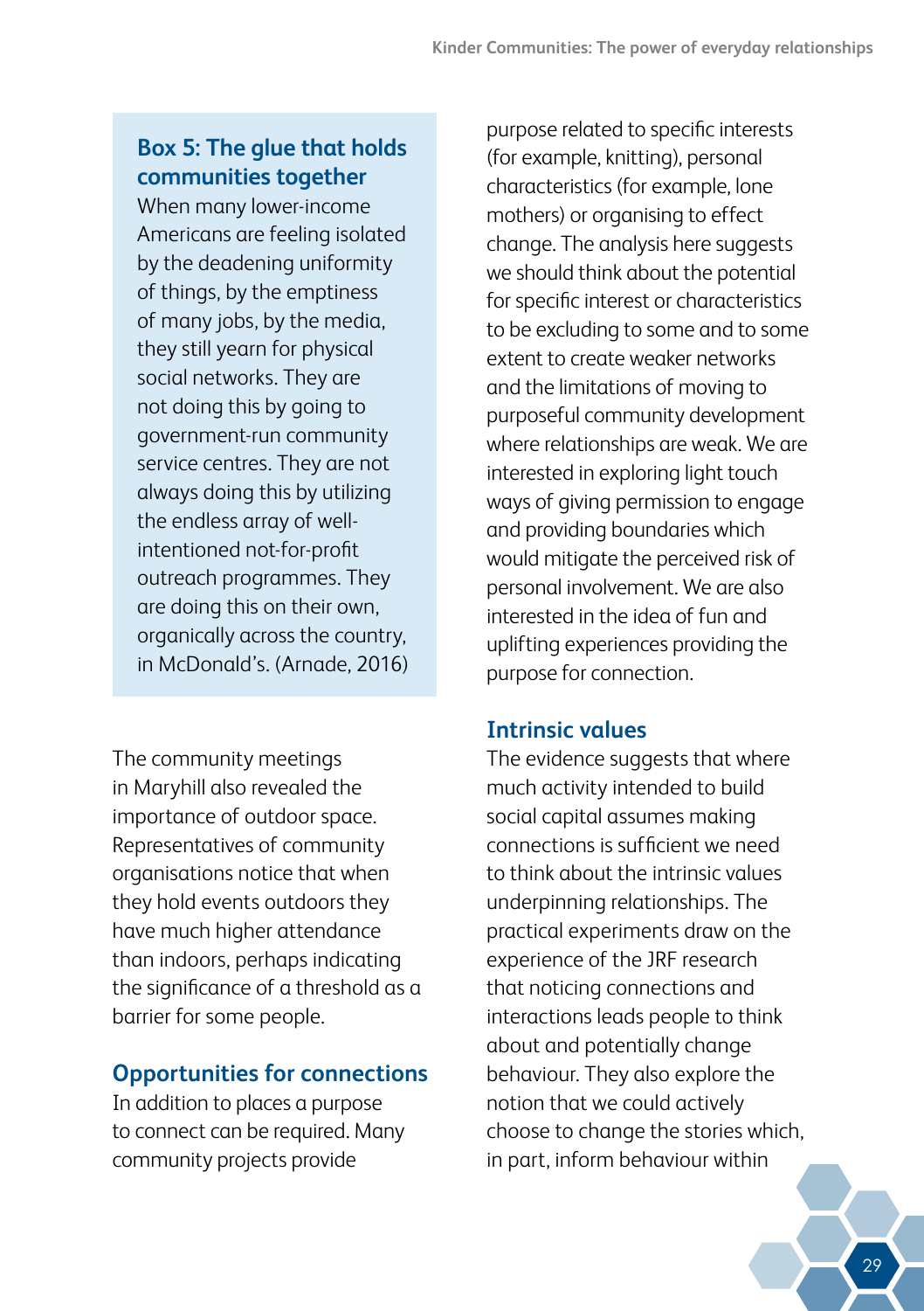### Box 5: The glue that holds communities together

When many lower-income Americans are feeling isolated by the deadening uniformity of things, by the emptiness of many jobs, by the media, they still yearn for physical social networks. They are not doing this by going to government-run community service centres. They are not always doing this by utilizing the endless array of well-intentioned not-for-profit outreach programmes. They are doing this on their own, organically across the country, in McDonald's. (Arnade, 2016)

The community meetings in Maryhill also revealed the importance of outdoor space. Representatives of community organisations notice that when they hold events outdoors they have much higher attendance than indoors, perhaps indicating the significance of a threshold as a barrier for some people.

## Opportunities for connections

In addition to places a purpose to connect can be required. Many community projects provide purpose related to specific interests (for example, knitting), personal characteristics (for example, lone mothers) or organising to effect change. The analysis here suggests we should think about the potential for specific interest or characteristics to be excluding to some and to some extent to create weaker networks and the limitations of moving to purposeful community development where relationships are weak. We are interested in exploring light touch ways of giving permission to engage and providing boundaries which would mitigate the perceived risk of personal involvement. We are also interested in the idea of fun and uplifting experiences providing the purpose for connection.

## Intrinsic values

The evidence suggests that where much activity intended to build social capital assumes making connections is sufficient we need to think about the intrinsic values underpinning relationships. The practical experiments draw on the experience of the JRF research that noticing connections and interactions leads people to think about and potentially change behaviour. They also explore the notion that we could actively choose to change the stories which, in part, inform behaviour within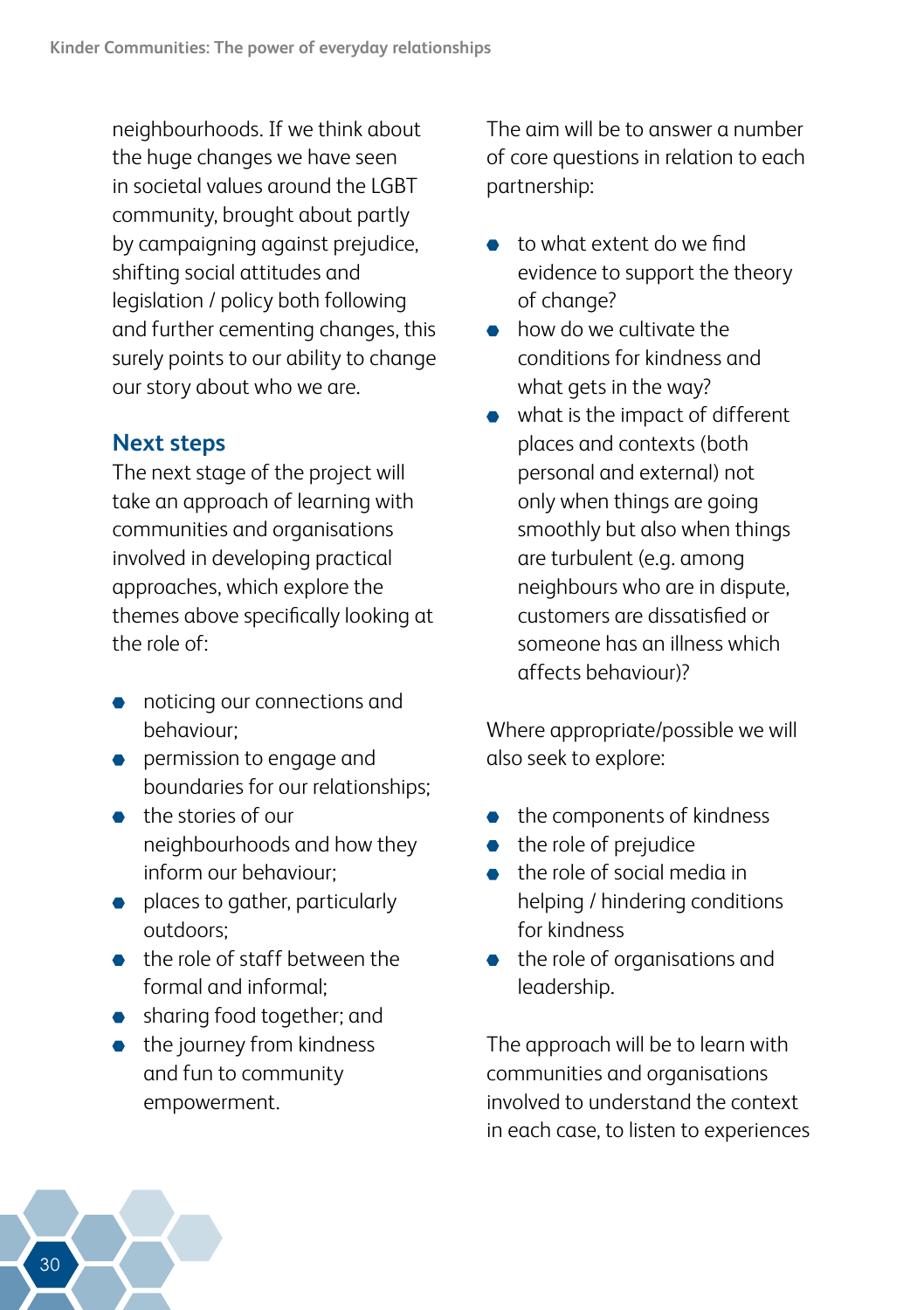neighbourhoods. If we think about the huge changes we have seen in societal values around the LGBT community, brought about partly by campaigning against prejudice, shifting social attitudes and legislation / policy both following and further cementing changes, this surely points to our ability to change our story about who we are.

## Next steps

The next stage of the project will take an approach of learning with communities and organisations involved in developing practical approaches, which explore the themes above specifically looking at the role of:

- noticing our connections and behaviour;
- permission to engage and boundaries for our relationships;
- the stories of our neighbourhoods and how they inform our behaviour;
- places to gather, particularly outdoors;
- the role of staff between the formal and informal;
- sharing food together; and
- the journey from kindness and fun to community empowerment.

The aim will be to answer a number of core questions in relation to each partnership:

- to what extent do we find evidence to support the theory of change?
- how do we cultivate the conditions for kindness and what gets in the way?
- what is the impact of different places and contexts (both personal and external) not only when things are going smoothly but also when things are turbulent (e.g. among neighbours who are in dispute, customers are dissatisfied or someone has an illness which affects behaviour)?

Where appropriate/possible we will also seek to explore:

- the components of kindness
- the role of prejudice
- the role of social media in helping / hindering conditions for kindness
- the role of organisations and leadership.

The approach will be to learn with communities and organisations involved to understand the context in each case, to listen to experiences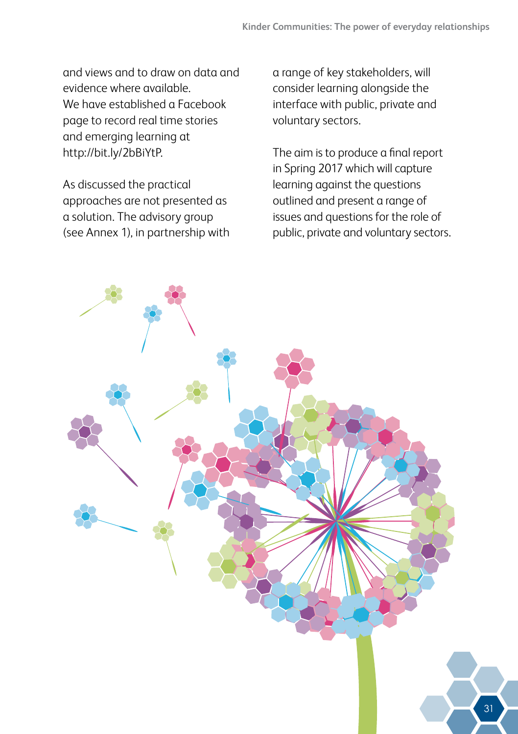and views and to draw on data and evidence where available.
We have established a Facebook page to record real time stories and emerging learning at http://bit.ly/2bBiYtP.

As discussed the practical approaches are not presented as a solution. The advisory group (see Annex 1), in partnership with a range of key stakeholders, will consider learning alongside the interface with public, private and voluntary sectors.

The aim is to produce a final report in Spring 2017 which will capture learning against the questions outlined and present a range of issues and questions for the role of public, private and voluntary sectors.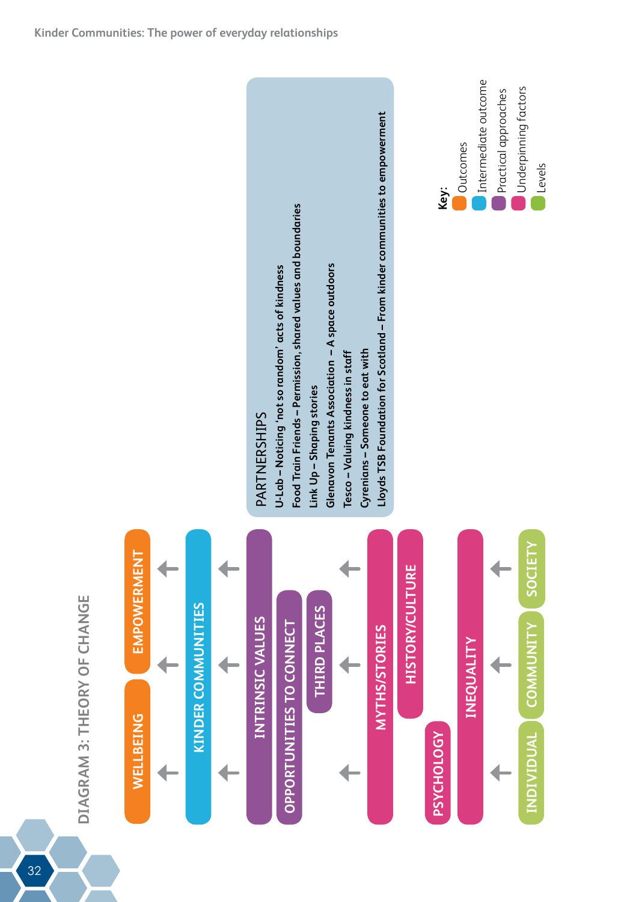## DIAGRAM 3: THEORY OF CHANGE

WELLBEING ← EMPOWERMENT

KINDER COMMUNITIES

INTRINSIC VALUES

OPPORTUNITIES TO CONNECT

THIRD PLACES

MYTHS/STORIES

HISTORY/CULTURE

PSYCHOLOGY

INEQUALITY

INDIVIDUAL | COMMUNITY | SOCIETY

**PARTNERSHIPS**

- **U-Lab – Noticing 'not so random' acts of kindness**
- **Food Train Friends – Permission, shared values and boundaries**
- **Link Up – Shaping stories**
- **Glenavon Tenants Association – A space outdoors**
- **Tesco – Valuing kindness in staff**
- **Cyrenians – Someone to eat with**
- **Lloyds TSB Foundation for Scotland – From kinder communities to empowerment**

**Key:**

- Outcomes
- Intermediate outcome
- Practical approaches
- Underpinning factors
- Levels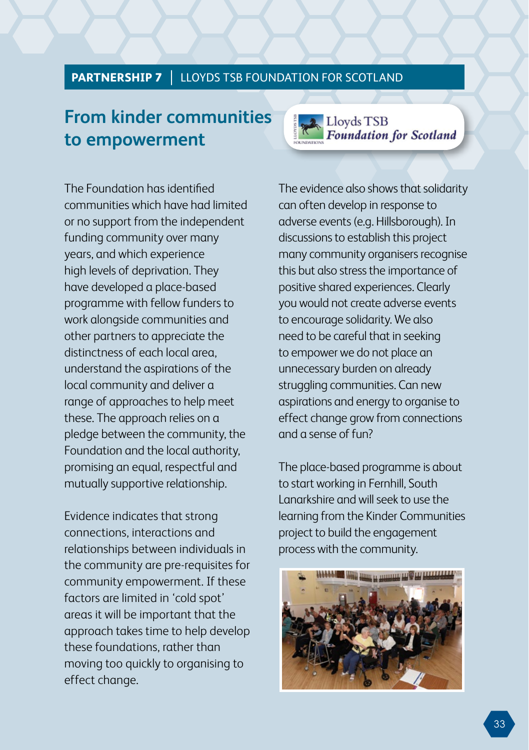**PARTNERSHIP 7** | LLOYDS TSB FOUNDATION FOR SCOTLAND

## From kinder communities to empowerment

The Foundation has identified communities which have had limited or no support from the independent funding community over many years, and which experience high levels of deprivation. They have developed a place-based programme with fellow funders to work alongside communities and other partners to appreciate the distinctness of each local area, understand the aspirations of the local community and deliver a range of approaches to help meet these. The approach relies on a pledge between the community, the Foundation and the local authority, promising an equal, respectful and mutually supportive relationship.

Evidence indicates that strong connections, interactions and relationships between individuals in the community are pre-requisites for community empowerment. If these factors are limited in 'cold spot' areas it will be important that the approach takes time to help develop these foundations, rather than moving too quickly to organising to effect change.

The evidence also shows that solidarity can often develop in response to adverse events (e.g. Hillsborough). In discussions to establish this project many community organisers recognise this but also stress the importance of positive shared experiences. Clearly you would not create adverse events to encourage solidarity. We also need to be careful that in seeking to empower we do not place an unnecessary burden on already struggling communities. Can new aspirations and energy to organise to effect change grow from connections and a sense of fun?

The place-based programme is about to start working in Fernhill, South Lanarkshire and will seek to use the learning from the Kinder Communities project to build the engagement process with the community.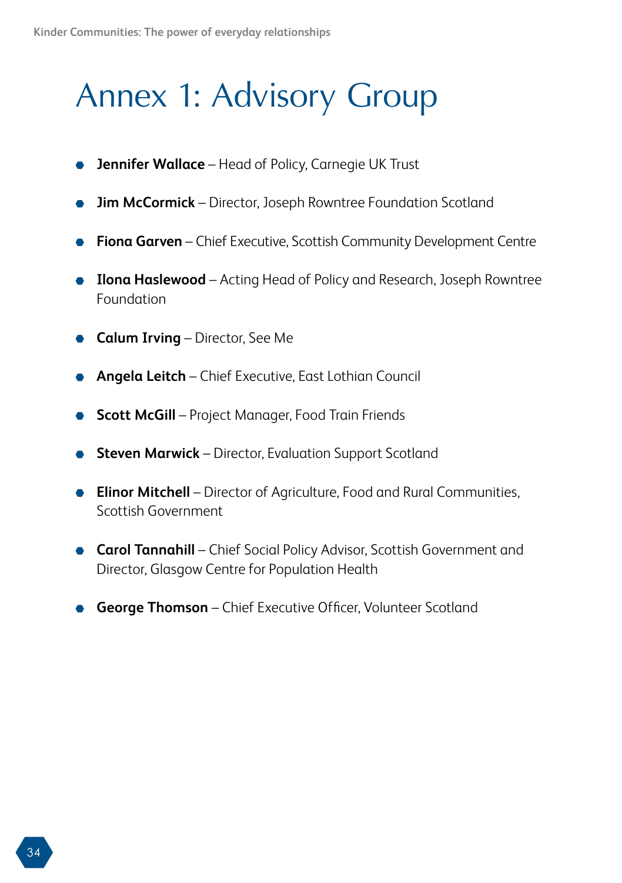# Annex 1: Advisory Group

- **Jennifer Wallace** – Head of Policy, Carnegie UK Trust
- **Jim McCormick** – Director, Joseph Rowntree Foundation Scotland
- **Fiona Garven** – Chief Executive, Scottish Community Development Centre
- **Ilona Haslewood** – Acting Head of Policy and Research, Joseph Rowntree Foundation
- **Calum Irving** – Director, See Me
- **Angela Leitch** – Chief Executive, East Lothian Council
- **Scott McGill** – Project Manager, Food Train Friends
- **Steven Marwick** – Director, Evaluation Support Scotland
- **Elinor Mitchell** – Director of Agriculture, Food and Rural Communities, Scottish Government
- **Carol Tannahill** – Chief Social Policy Advisor, Scottish Government and Director, Glasgow Centre for Population Health
- **George Thomson** – Chief Executive Officer, Volunteer Scotland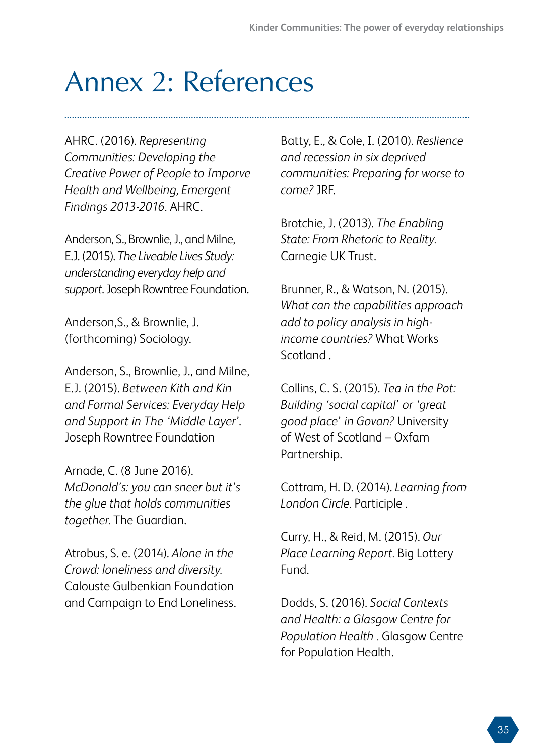# Annex 2: References

AHRC. (2016). *Representing Communities: Developing the Creative Power of People to Imporve Health and Wellbeing, Emergent Findings 2013-2016*. AHRC.

Anderson, S., Brownlie, J., and Milne, E.J. (2015). *The Liveable Lives Study: understanding everyday help and support*. Joseph Rowntree Foundation.

Anderson,S., & Brownlie, J. (forthcoming) Sociology.

Anderson, S., Brownlie, J., and Milne, E.J. (2015). *Between Kith and Kin and Formal Services: Everyday Help and Support in The 'Middle Layer'*. Joseph Rowntree Foundation

Arnade, C. (8 June 2016). *McDonald's: you can sneer but it's the glue that holds communities together.* The Guardian.

Atrobus, S. e. (2014). *Alone in the Crowd: loneliness and diversity.* Calouste Gulbenkian Foundation and Campaign to End Loneliness.

Batty, E., & Cole, I. (2010). *Reslience and recession in six deprived communities: Preparing for worse to come?* JRF.

Brotchie, J. (2013). *The Enabling State: From Rhetoric to Reality.* Carnegie UK Trust.

Brunner, R., & Watson, N. (2015). *What can the capabilities approach add to policy analysis in high-income countries?* What Works Scotland .

Collins, C. S. (2015). *Tea in the Pot: Building 'social capital' or 'great good place' in Govan?* University of West of Scotland – Oxfam Partnership.

Cottram, H. D. (2014). *Learning from London Circle.* Participle .

Curry, H., & Reid, M. (2015). *Our Place Learning Report*. Big Lottery Fund.

Dodds, S. (2016). *Social Contexts and Health: a Glasgow Centre for Population Health* . Glasgow Centre for Population Health.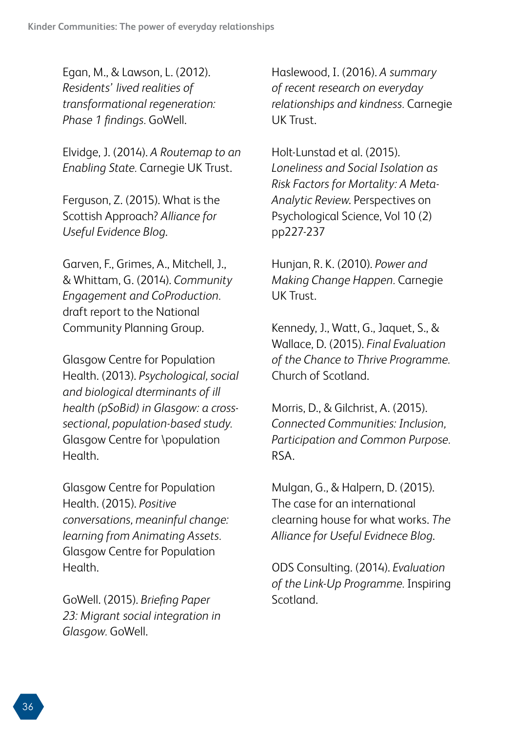Egan, M., & Lawson, L. (2012). *Residents' lived realities of transformational regeneration: Phase 1 findings.* GoWell.

Elvidge, J. (2014). *A Routemap to an Enabling State.* Carnegie UK Trust.

Ferguson, Z. (2015). What is the Scottish Approach? *Alliance for Useful Evidence Blog.*

Garven, F., Grimes, A., Mitchell, J., & Whittam, G. (2014). *Community Engagement and CoProduction.* draft report to the National Community Planning Group.

Glasgow Centre for Population Health. (2013). *Psychological, social and biological dterminants of ill health (pSoBid) in Glasgow: a cross-sectional, population-based study.* Glasgow Centre for \population Health.

Glasgow Centre for Population Health. (2015). *Positive conversations, meaninful change: learning from Animating Assets.* Glasgow Centre for Population Health.

GoWell. (2015). *Briefing Paper 23: Migrant social integration in Glasgow.* GoWell.

Haslewood, I. (2016). *A summary of recent research on everyday relationships and kindness.* Carnegie UK Trust.

Holt-Lunstad et al. (2015). *Loneliness and Social Isolation as Risk Factors for Mortality: A Meta-Analytic Review.* Perspectives on Psychological Science, Vol 10 (2) pp227-237

Hunjan, R. K. (2010). *Power and Making Change Happen.* Carnegie UK Trust.

Kennedy, J., Watt, G., Jaquet, S., & Wallace, D. (2015). *Final Evaluation of the Chance to Thrive Programme.* Church of Scotland.

Morris, D., & Gilchrist, A. (2015). *Connected Communities: Inclusion, Participation and Common Purpose.* RSA.

Mulgan, G., & Halpern, D. (2015). The case for an international clearning house for what works. *The Alliance for Useful Evidnece Blog.*

ODS Consulting. (2014). *Evaluation of the Link-Up Programme.* Inspiring Scotland.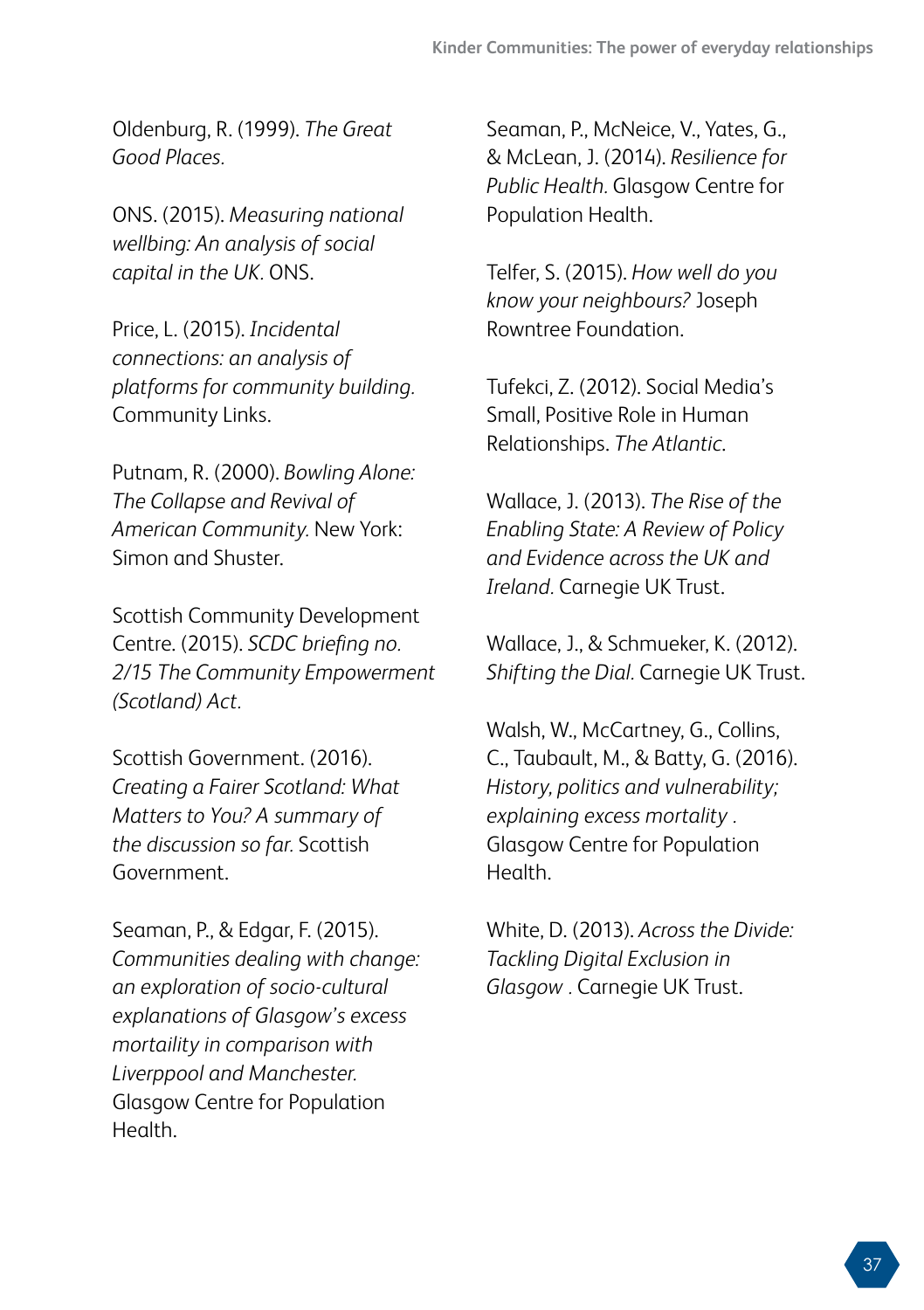Oldenburg, R. (1999). *The Great Good Places.*

ONS. (2015). *Measuring national wellbing: An analysis of social capital in the UK.* ONS.

Price, L. (2015). *Incidental connections: an analysis of platforms for community building.* Community Links.

Putnam, R. (2000). *Bowling Alone: The Collapse and Revival of American Community.* New York: Simon and Shuster.

Scottish Community Development Centre. (2015). *SCDC briefing no. 2/15 The Community Empowerment (Scotland) Act.*

Scottish Government. (2016). *Creating a Fairer Scotland: What Matters to You? A summary of the discussion so far.* Scottish Government.

Seaman, P., & Edgar, F. (2015). *Communities dealing with change: an exploration of socio-cultural explanations of Glasgow's excess mortaility in comparison with Liverppool and Manchester.* Glasgow Centre for Population Health.

Seaman, P., McNeice, V., Yates, G., & McLean, J. (2014). *Resilience for Public Health.* Glasgow Centre for Population Health.

Telfer, S. (2015). *How well do you know your neighbours?* Joseph Rowntree Foundation.

Tufekci, Z. (2012). Social Media's Small, Positive Role in Human Relationships. *The Atlantic.*

Wallace, J. (2013). *The Rise of the Enabling State: A Review of Policy and Evidence across the UK and Ireland.* Carnegie UK Trust.

Wallace, J., & Schmueker, K. (2012). *Shifting the Dial.* Carnegie UK Trust.

Walsh, W., McCartney, G., Collins, C., Taubault, M., & Batty, G. (2016). *History, politics and vulnerability; explaining excess mortality .* Glasgow Centre for Population Health.

White, D. (2013). *Across the Divide: Tackling Digital Exclusion in Glasgow .* Carnegie UK Trust.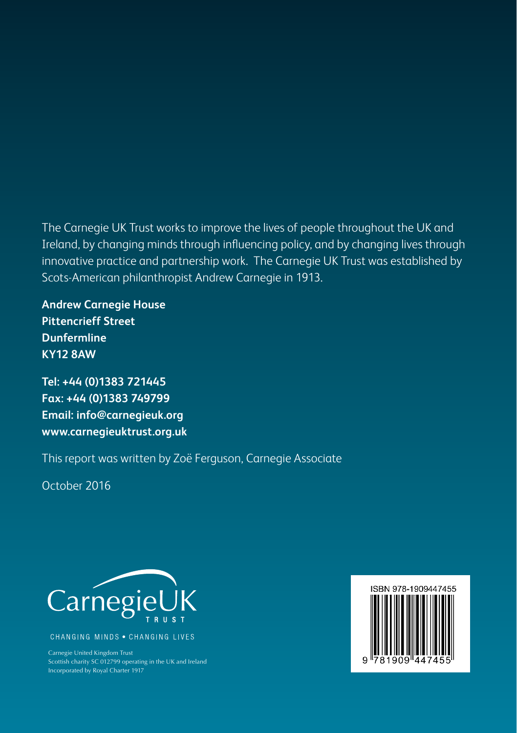The Carnegie UK Trust works to improve the lives of people throughout the UK and Ireland, by changing minds through influencing policy, and by changing lives through innovative practice and partnership work. The Carnegie UK Trust was established by Scots-American philanthropist Andrew Carnegie in 1913.

**Andrew Carnegie House**
**Pittencrieff Street**
**Dunfermline**
**KY12 8AW**

**Tel: +44 (0)1383 721445**
**Fax: +44 (0)1383 749799**
**Email: info@carnegieuk.org**
**www.carnegieuktrust.org.uk**

This report was written by Zoë Ferguson, Carnegie Associate

October 2016

CarnegieUK TRUST

CHANGING MINDS • CHANGING LIVES

Carnegie United Kingdom Trust
Scottish charity SC 012799 operating in the UK and Ireland
Incorporated by Royal Charter 1917

ISBN 978-1909447455